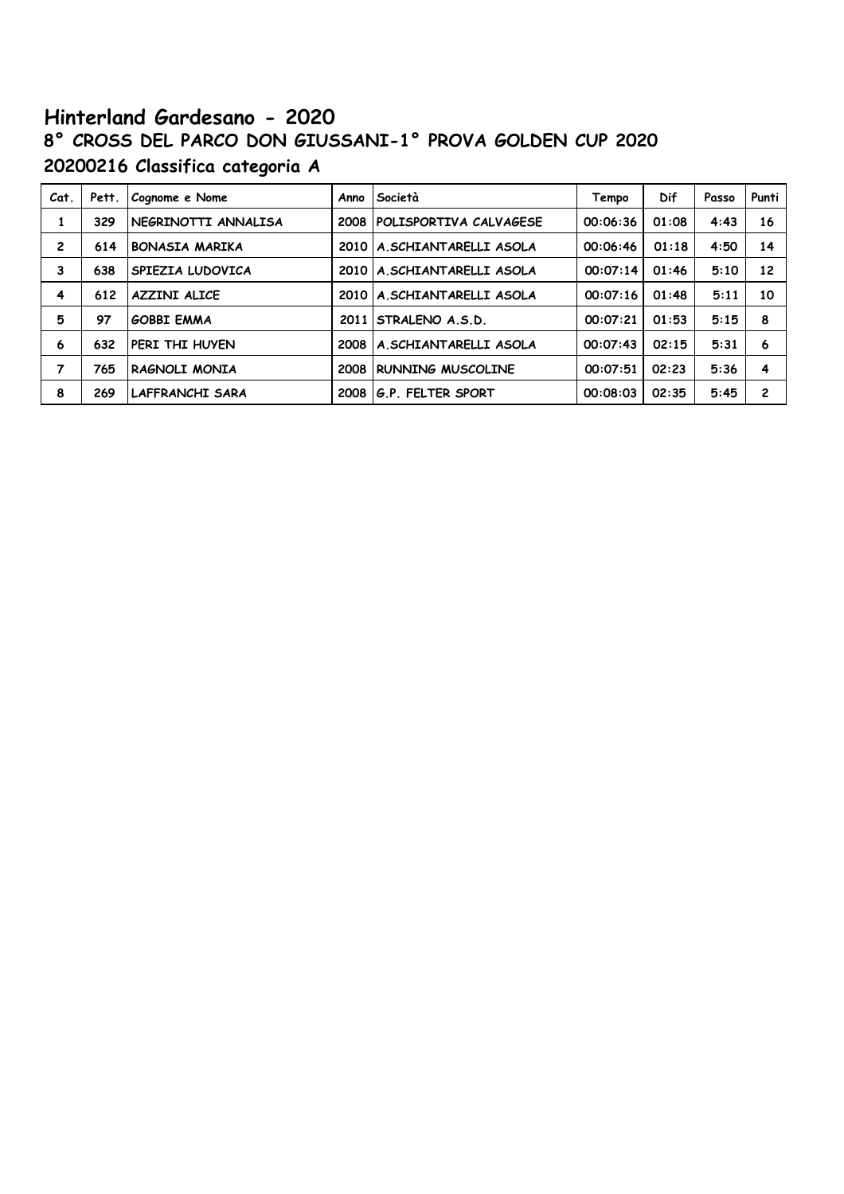# Hinterland Gardesano - 2020

## 8° CROSS DEL PARCO DON GIUSSANI-1° PROVA GOLDEN CUP 2020

## 20200216 Classifica categoria A

| Cat. | Pett. | Cognome e Nome | Anno | Società | Tempo | Dif | Passo | Punti |
|---|---|---|---|---|---|---|---|---|
| 1 | 329 | NEGRINOTTI ANNALISA | 2008 | POLISPORTIVA CALVAGESE | 00:06:36 | 01:08 | 4:43 | 16 |
| 2 | 614 | BONASIA MARIKA | 2010 | A.SCHIANTARELLI ASOLA | 00:06:46 | 01:18 | 4:50 | 14 |
| 3 | 638 | SPIEZIA LUDOVICA | 2010 | A.SCHIANTARELLI ASOLA | 00:07:14 | 01:46 | 5:10 | 12 |
| 4 | 612 | AZZINI ALICE | 2010 | A.SCHIANTARELLI ASOLA | 00:07:16 | 01:48 | 5:11 | 10 |
| 5 | 97 | GOBBI EMMA | 2011 | STRALENO A.S.D. | 00:07:21 | 01:53 | 5:15 | 8 |
| 6 | 632 | PERI THI HUYEN | 2008 | A.SCHIANTARELLI ASOLA | 00:07:43 | 02:15 | 5:31 | 6 |
| 7 | 765 | RAGNOLI MONIA | 2008 | RUNNING MUSCOLINE | 00:07:51 | 02:23 | 5:36 | 4 |
| 8 | 269 | LAFFRANCHI SARA | 2008 | G.P. FELTER SPORT | 00:08:03 | 02:35 | 5:45 | 2 |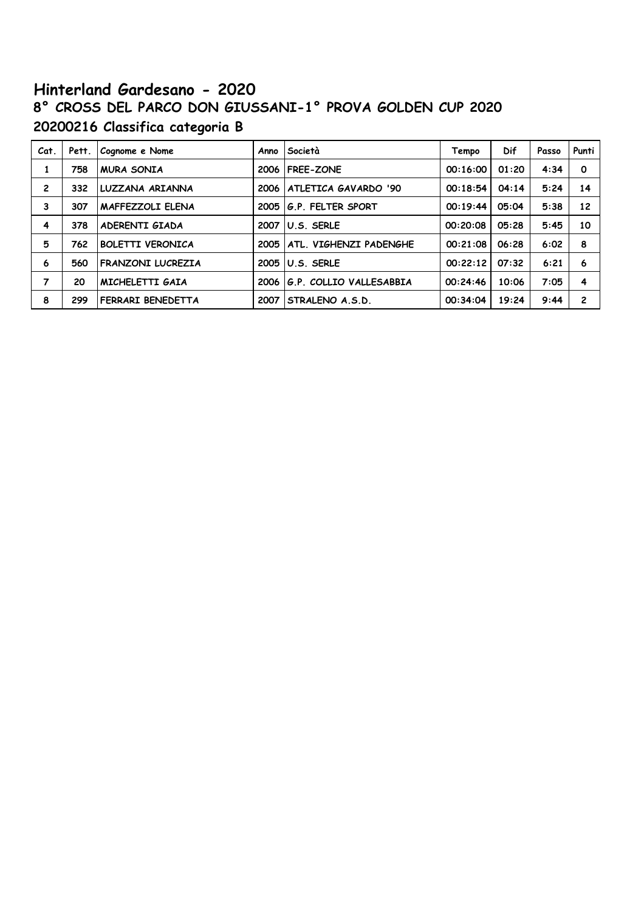# Hinterland Gardesano - 2020

## 8° CROSS DEL PARCO DON GIUSSANI-1° PROVA GOLDEN CUP 2020

## 20200216 Classifica categoria B

| Cat. | Pett. | Cognome e Nome | Anno | Società | Tempo | Dif | Passo | Punti |
|---|---|---|---|---|---|---|---|---|
| 1 | 758 | MURA SONIA | 2006 | FREE-ZONE | 00:16:00 | 01:20 | 4:34 | 0 |
| 2 | 332 | LUZZANA ARIANNA | 2006 | ATLETICA GAVARDO '90 | 00:18:54 | 04:14 | 5:24 | 14 |
| 3 | 307 | MAFFEZZOLI ELENA | 2005 | G.P. FELTER SPORT | 00:19:44 | 05:04 | 5:38 | 12 |
| 4 | 378 | ADERENTI GIADA | 2007 | U.S. SERLE | 00:20:08 | 05:28 | 5:45 | 10 |
| 5 | 762 | BOLETTI VERONICA | 2005 | ATL. VIGHENZI PADENGHE | 00:21:08 | 06:28 | 6:02 | 8 |
| 6 | 560 | FRANZONI LUCREZIA | 2005 | U.S. SERLE | 00:22:12 | 07:32 | 6:21 | 6 |
| 7 | 20 | MICHELETTI GAIA | 2006 | G.P. COLLIO VALLESABBIA | 00:24:46 | 10:06 | 7:05 | 4 |
| 8 | 299 | FERRARI BENEDETTA | 2007 | STRALENO A.S.D. | 00:34:04 | 19:24 | 9:44 | 2 |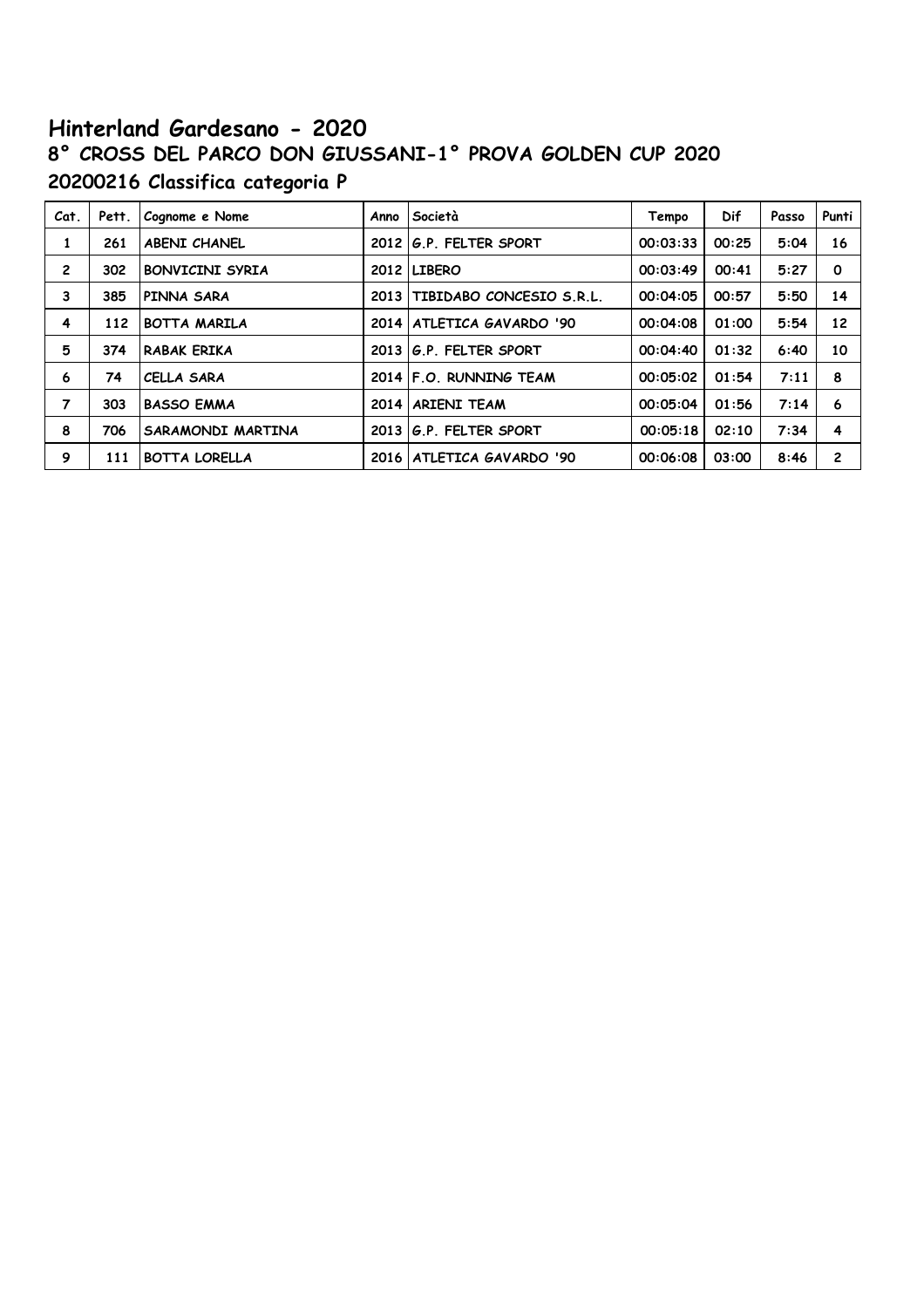# Hinterland Gardesano - 2020

## 8° CROSS DEL PARCO DON GIUSSANI-1° PROVA GOLDEN CUP 2020

## 20200216 Classifica categoria P

| Cat. | Pett. | Cognome e Nome | Anno | Società | Tempo | Dif | Passo | Punti |
|---|---|---|---|---|---|---|---|---|
| 1 | 261 | ABENI CHANEL | 2012 | G.P. FELTER SPORT | 00:03:33 | 00:25 | 5:04 | 16 |
| 2 | 302 | BONVICINI SYRIA | 2012 | LIBERO | 00:03:49 | 00:41 | 5:27 | 0 |
| 3 | 385 | PINNA SARA | 2013 | TIBIDABO CONCESIO S.R.L. | 00:04:05 | 00:57 | 5:50 | 14 |
| 4 | 112 | BOTTA MARILA | 2014 | ATLETICA GAVARDO '90 | 00:04:08 | 01:00 | 5:54 | 12 |
| 5 | 374 | RABAK ERIKA | 2013 | G.P. FELTER SPORT | 00:04:40 | 01:32 | 6:40 | 10 |
| 6 | 74 | CELLA SARA | 2014 | F.O. RUNNING TEAM | 00:05:02 | 01:54 | 7:11 | 8 |
| 7 | 303 | BASSO EMMA | 2014 | ARIENI TEAM | 00:05:04 | 01:56 | 7:14 | 6 |
| 8 | 706 | SARAMONDI MARTINA | 2013 | G.P. FELTER SPORT | 00:05:18 | 02:10 | 7:34 | 4 |
| 9 | 111 | BOTTA LORELLA | 2016 | ATLETICA GAVARDO '90 | 00:06:08 | 03:00 | 8:46 | 2 |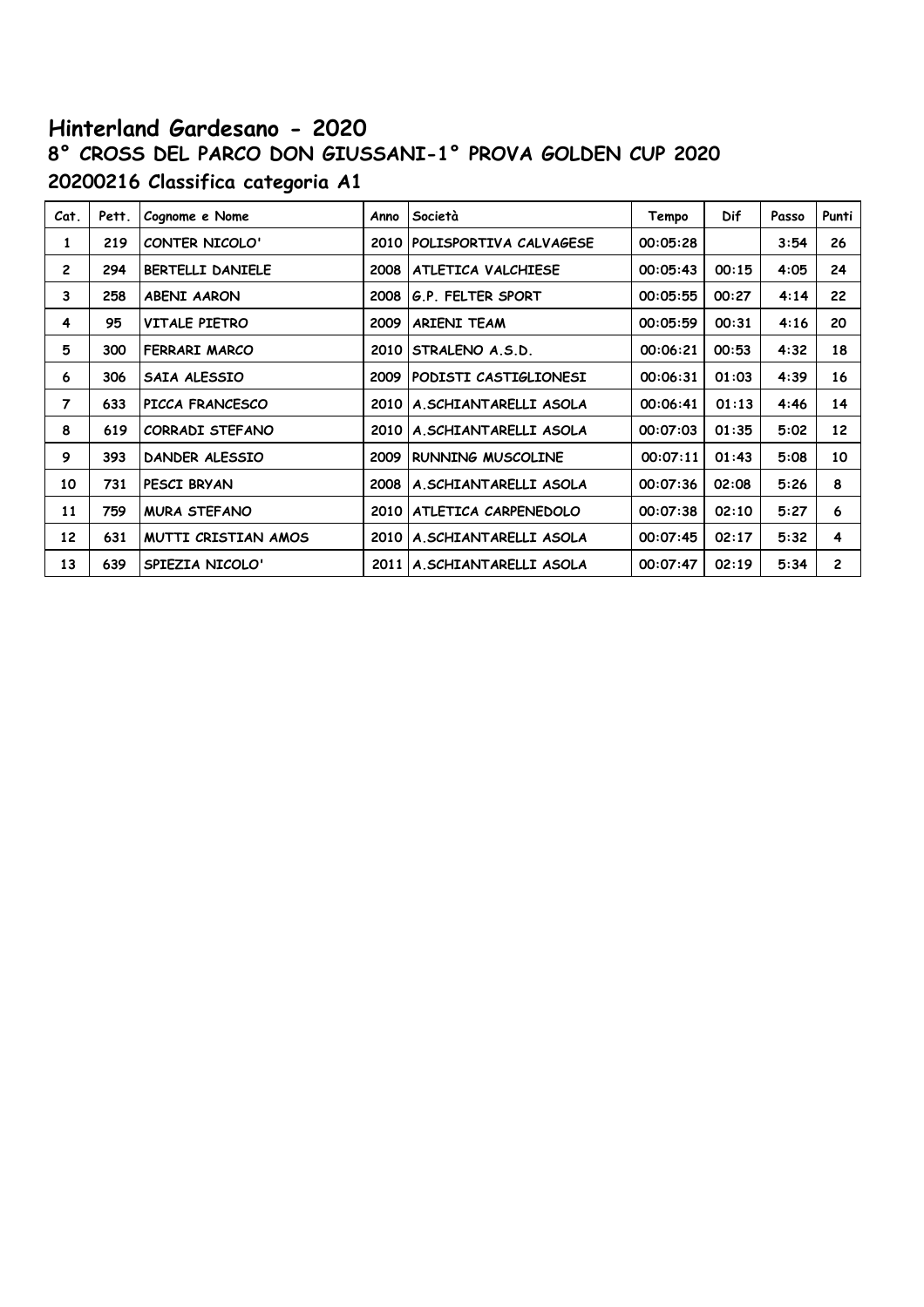# Hinterland Gardesano - 2020

## 8° CROSS DEL PARCO DON GIUSSANI-1° PROVA GOLDEN CUP 2020

### 20200216 Classifica categoria A1

| Cat. | Pett. | Cognome e Nome | Anno | Società | Tempo | Dif | Passo | Punti |
|---|---|---|---|---|---|---|---|---|
| 1 | 219 | CONTER NICOLO' | 2010 | POLISPORTIVA CALVAGESE | 00:05:28 | | 3:54 | 26 |
| 2 | 294 | BERTELLI DANIELE | 2008 | ATLETICA VALCHIESE | 00:05:43 | 00:15 | 4:05 | 24 |
| 3 | 258 | ABENI AARON | 2008 | G.P. FELTER SPORT | 00:05:55 | 00:27 | 4:14 | 22 |
| 4 | 95 | VITALE PIETRO | 2009 | ARIENI TEAM | 00:05:59 | 00:31 | 4:16 | 20 |
| 5 | 300 | FERRARI MARCO | 2010 | STRALENO A.S.D. | 00:06:21 | 00:53 | 4:32 | 18 |
| 6 | 306 | SAIA ALESSIO | 2009 | PODISTI CASTIGLIONESI | 00:06:31 | 01:03 | 4:39 | 16 |
| 7 | 633 | PICCA FRANCESCO | 2010 | A.SCHIANTARELLI ASOLA | 00:06:41 | 01:13 | 4:46 | 14 |
| 8 | 619 | CORRADI STEFANO | 2010 | A.SCHIANTARELLI ASOLA | 00:07:03 | 01:35 | 5:02 | 12 |
| 9 | 393 | DANDER ALESSIO | 2009 | RUNNING MUSCOLINE | 00:07:11 | 01:43 | 5:08 | 10 |
| 10 | 731 | PESCI BRYAN | 2008 | A.SCHIANTARELLI ASOLA | 00:07:36 | 02:08 | 5:26 | 8 |
| 11 | 759 | MURA STEFANO | 2010 | ATLETICA CARPENEDOLO | 00:07:38 | 02:10 | 5:27 | 6 |
| 12 | 631 | MUTTI CRISTIAN AMOS | 2010 | A.SCHIANTARELLI ASOLA | 00:07:45 | 02:17 | 5:32 | 4 |
| 13 | 639 | SPIEZIA NICOLO' | 2011 | A.SCHIANTARELLI ASOLA | 00:07:47 | 02:19 | 5:34 | 2 |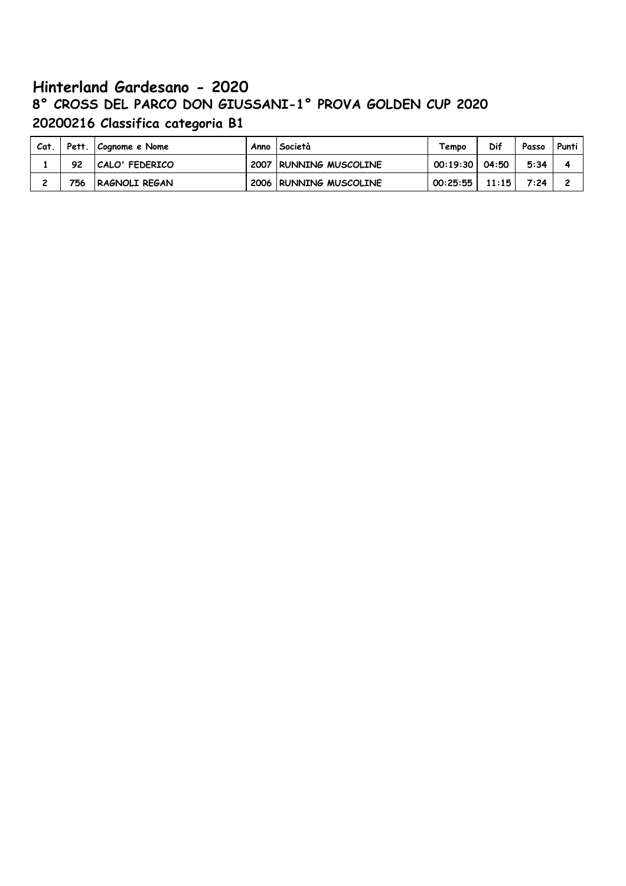# Hinterland Gardesano - 2020

## 8° CROSS DEL PARCO DON GIUSSANI-1° PROVA GOLDEN CUP 2020

## 20200216 Classifica categoria B1

| Cat. | Pett. | Cognome e Nome | Anno | Società | Tempo | Dif | Passo | Punti |
|---|---|---|---|---|---|---|---|---|
| 1 | 92 | CALO' FEDERICO | 2007 | RUNNING MUSCOLINE | 00:19:30 | 04:50 | 5:34 | 4 |
| 2 | 756 | RAGNOLI REGAN | 2006 | RUNNING MUSCOLINE | 00:25:55 | 11:15 | 7:24 | 2 |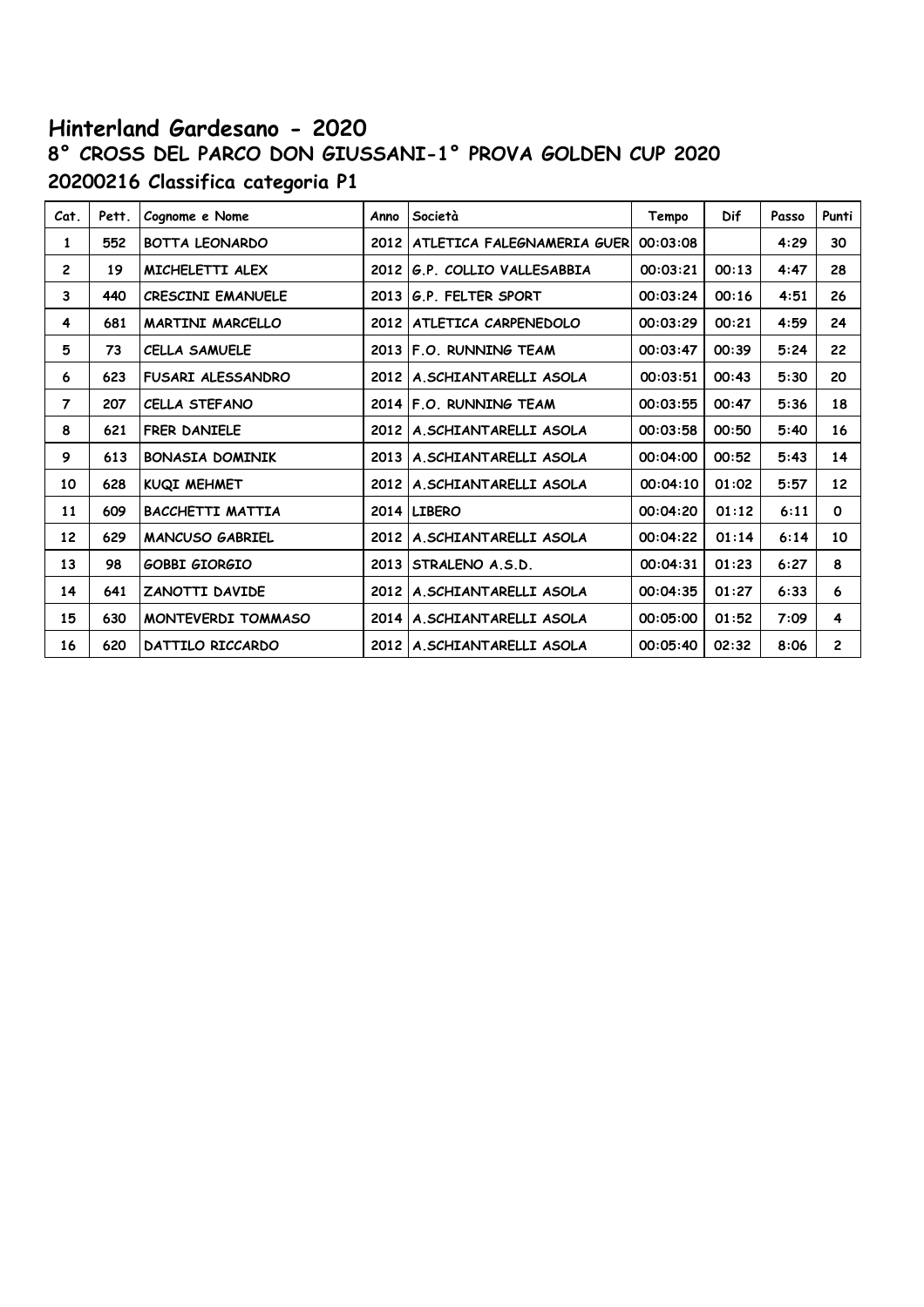# Hinterland Gardesano - 2020

## 8° CROSS DEL PARCO DON GIUSSANI-1° PROVA GOLDEN CUP 2020

### 20200216 Classifica categoria P1

| Cat. | Pett. | Cognome e Nome | Anno | Società | Tempo | Dif | Passo | Punti |
|---|---|---|---|---|---|---|---|---|
| 1 | 552 | BOTTA LEONARDO | 2012 | ATLETICA FALEGNAMERIA GUER | 00:03:08 | | 4:29 | 30 |
| 2 | 19 | MICHELETTI ALEX | 2012 | G.P. COLLIO VALLESABBIA | 00:03:21 | 00:13 | 4:47 | 28 |
| 3 | 440 | CRESCINI EMANUELE | 2013 | G.P. FELTER SPORT | 00:03:24 | 00:16 | 4:51 | 26 |
| 4 | 681 | MARTINI MARCELLO | 2012 | ATLETICA CARPENEDOLO | 00:03:29 | 00:21 | 4:59 | 24 |
| 5 | 73 | CELLA SAMUELE | 2013 | F.O. RUNNING TEAM | 00:03:47 | 00:39 | 5:24 | 22 |
| 6 | 623 | FUSARI ALESSANDRO | 2012 | A.SCHIANTARELLI ASOLA | 00:03:51 | 00:43 | 5:30 | 20 |
| 7 | 207 | CELLA STEFANO | 2014 | F.O. RUNNING TEAM | 00:03:55 | 00:47 | 5:36 | 18 |
| 8 | 621 | FRER DANIELE | 2012 | A.SCHIANTARELLI ASOLA | 00:03:58 | 00:50 | 5:40 | 16 |
| 9 | 613 | BONASIA DOMINIK | 2013 | A.SCHIANTARELLI ASOLA | 00:04:00 | 00:52 | 5:43 | 14 |
| 10 | 628 | KUQI MEHMET | 2012 | A.SCHIANTARELLI ASOLA | 00:04:10 | 01:02 | 5:57 | 12 |
| 11 | 609 | BACCHETTI MATTIA | 2014 | LIBERO | 00:04:20 | 01:12 | 6:11 | 0 |
| 12 | 629 | MANCUSO GABRIEL | 2012 | A.SCHIANTARELLI ASOLA | 00:04:22 | 01:14 | 6:14 | 10 |
| 13 | 98 | GOBBI GIORGIO | 2013 | STRALENO A.S.D. | 00:04:31 | 01:23 | 6:27 | 8 |
| 14 | 641 | ZANOTTI DAVIDE | 2012 | A.SCHIANTARELLI ASOLA | 00:04:35 | 01:27 | 6:33 | 6 |
| 15 | 630 | MONTEVERDI TOMMASO | 2014 | A.SCHIANTARELLI ASOLA | 00:05:00 | 01:52 | 7:09 | 4 |
| 16 | 620 | DATTILO RICCARDO | 2012 | A.SCHIANTARELLI ASOLA | 00:05:40 | 02:32 | 8:06 | 2 |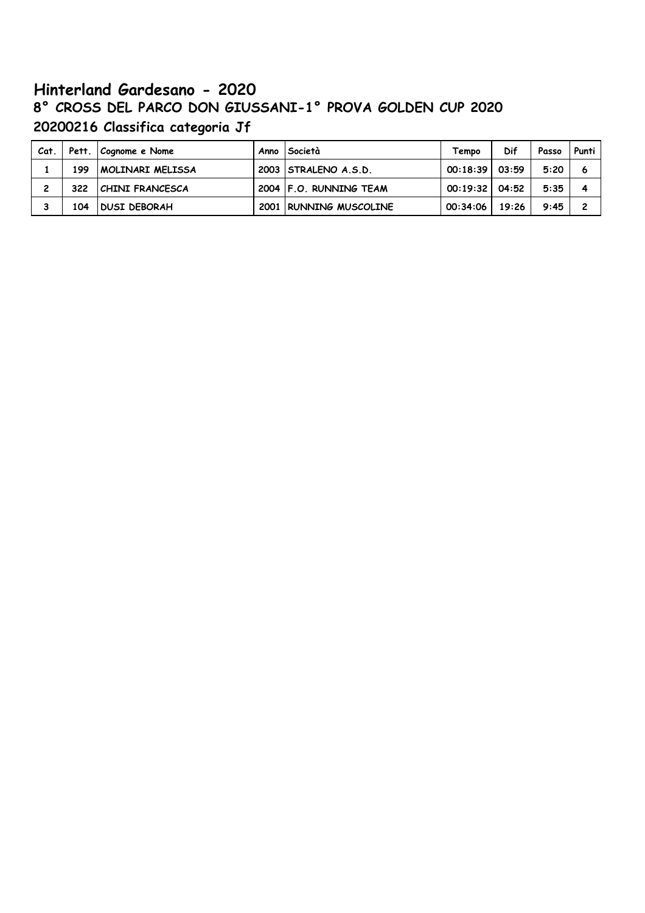# Hinterland Gardesano - 2020

## 8° CROSS DEL PARCO DON GIUSSANI-1° PROVA GOLDEN CUP 2020

## 20200216 Classifica categoria Jf

| Cat. | Pett. | Cognome e Nome | Anno | Società | Tempo | Dif | Passo | Punti |
|---|---|---|---|---|---|---|---|---|
| 1 | 199 | MOLINARI MELISSA | 2003 | STRALENO A.S.D. | 00:18:39 | 03:59 | 5:20 | 6 |
| 2 | 322 | CHINI FRANCESCA | 2004 | F.O. RUNNING TEAM | 00:19:32 | 04:52 | 5:35 | 4 |
| 3 | 104 | DUSI DEBORAH | 2001 | RUNNING MUSCOLINE | 00:34:06 | 19:26 | 9:45 | 2 |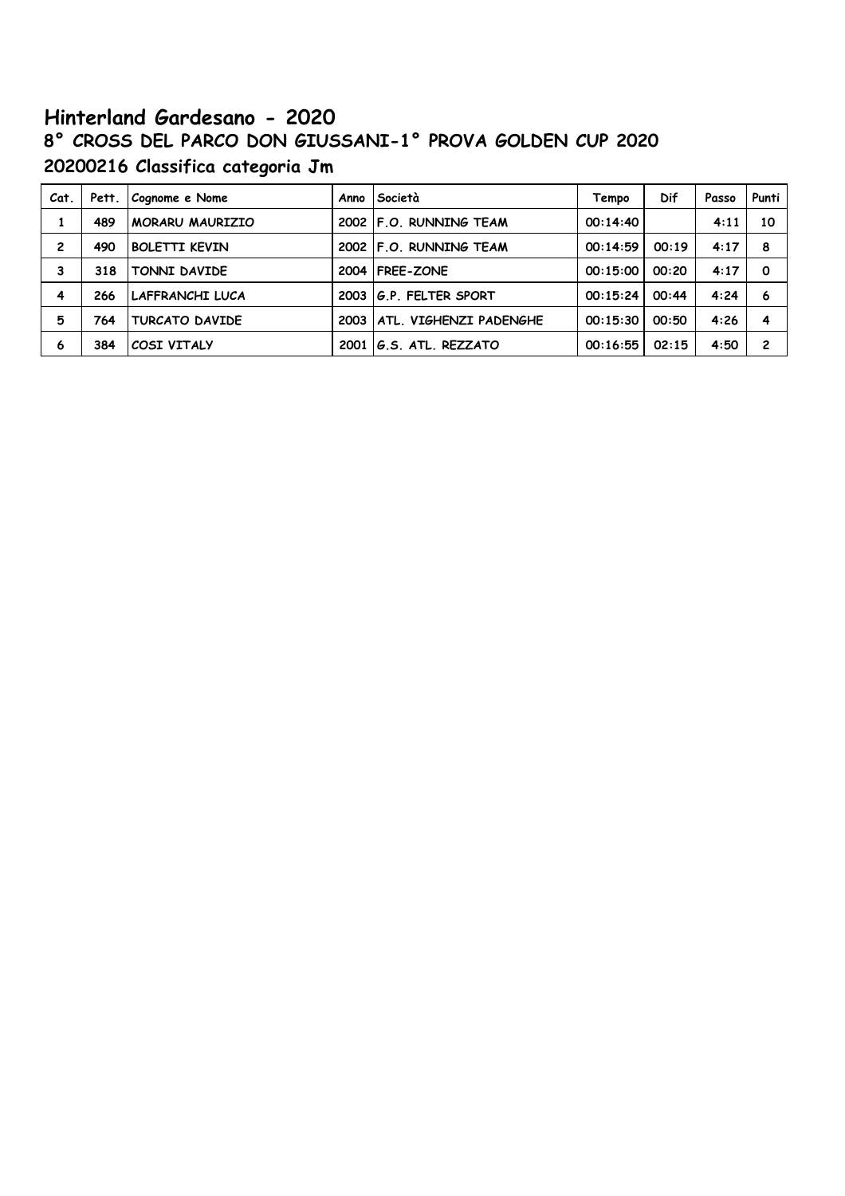# Hinterland Gardesano - 2020

## 8° CROSS DEL PARCO DON GIUSSANI-1° PROVA GOLDEN CUP 2020

## 20200216 Classifica categoria Jm

| Cat. | Pett. | Cognome e Nome | Anno | Società | Tempo | Dif | Passo | Punti |
|---|---|---|---|---|---|---|---|---|
| 1 | 489 | MORARU MAURIZIO | 2002 | F.O. RUNNING TEAM | 00:14:40 | | 4:11 | 10 |
| 2 | 490 | BOLETTI KEVIN | 2002 | F.O. RUNNING TEAM | 00:14:59 | 00:19 | 4:17 | 8 |
| 3 | 318 | TONNI DAVIDE | 2004 | FREE-ZONE | 00:15:00 | 00:20 | 4:17 | 0 |
| 4 | 266 | LAFFRANCHI LUCA | 2003 | G.P. FELTER SPORT | 00:15:24 | 00:44 | 4:24 | 6 |
| 5 | 764 | TURCATO DAVIDE | 2003 | ATL. VIGHENZI PADENGHE | 00:15:30 | 00:50 | 4:26 | 4 |
| 6 | 384 | COSI VITALY | 2001 | G.S. ATL. REZZATO | 00:16:55 | 02:15 | 4:50 | 2 |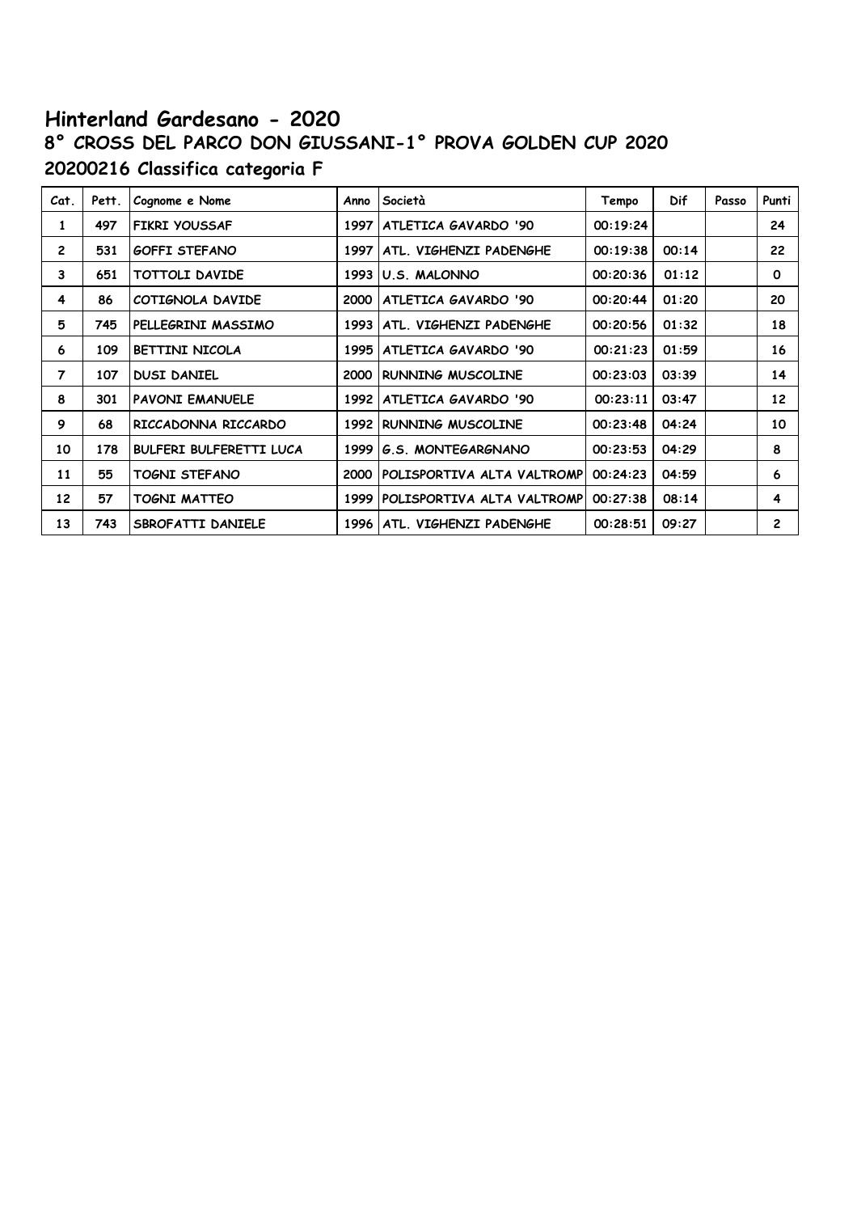# Hinterland Gardesano - 2020

## 8° CROSS DEL PARCO DON GIUSSANI-1° PROVA GOLDEN CUP 2020

## 20200216 Classifica categoria F

| Cat. | Pett. | Cognome e Nome | Anno | Società | Tempo | Dif | Passo | Punti |
|---|---|---|---|---|---|---|---|---|
| 1 | 497 | FIKRI YOUSSAF | 1997 | ATLETICA GAVARDO '90 | 00:19:24 | | | 24 |
| 2 | 531 | GOFFI STEFANO | 1997 | ATL. VIGHENZI PADENGHE | 00:19:38 | 00:14 | | 22 |
| 3 | 651 | TOTTOLI DAVIDE | 1993 | U.S. MALONNO | 00:20:36 | 01:12 | | 0 |
| 4 | 86 | COTIGNOLA DAVIDE | 2000 | ATLETICA GAVARDO '90 | 00:20:44 | 01:20 | | 20 |
| 5 | 745 | PELLEGRINI MASSIMO | 1993 | ATL. VIGHENZI PADENGHE | 00:20:56 | 01:32 | | 18 |
| 6 | 109 | BETTINI NICOLA | 1995 | ATLETICA GAVARDO '90 | 00:21:23 | 01:59 | | 16 |
| 7 | 107 | DUSI DANIEL | 2000 | RUNNING MUSCOLINE | 00:23:03 | 03:39 | | 14 |
| 8 | 301 | PAVONI EMANUELE | 1992 | ATLETICA GAVARDO '90 | 00:23:11 | 03:47 | | 12 |
| 9 | 68 | RICCADONNA RICCARDO | 1992 | RUNNING MUSCOLINE | 00:23:48 | 04:24 | | 10 |
| 10 | 178 | BULFERI BULFERETTI LUCA | 1999 | G.S. MONTEGARGNANO | 00:23:53 | 04:29 | | 8 |
| 11 | 55 | TOGNI STEFANO | 2000 | POLISPORTIVA ALTA VALTROMP | 00:24:23 | 04:59 | | 6 |
| 12 | 57 | TOGNI MATTEO | 1999 | POLISPORTIVA ALTA VALTROMP | 00:27:38 | 08:14 | | 4 |
| 13 | 743 | SBROFATTI DANIELE | 1996 | ATL. VIGHENZI PADENGHE | 00:28:51 | 09:27 | | 2 |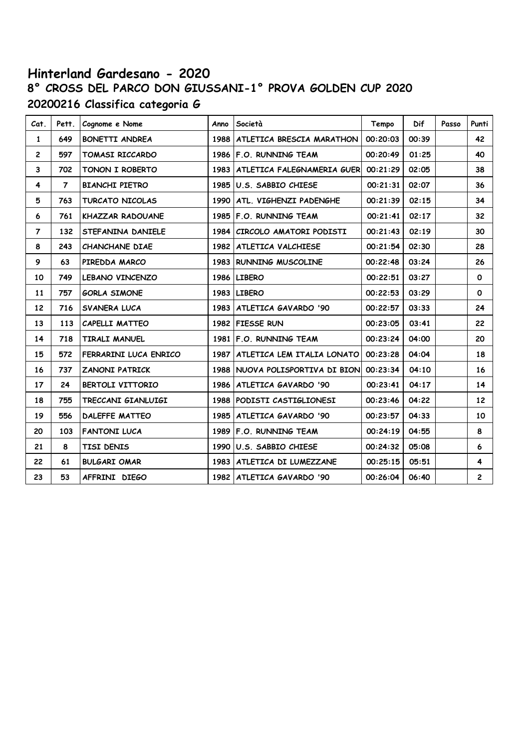# Hinterland Gardesano - 2020

## 8° CROSS DEL PARCO DON GIUSSANI-1° PROVA GOLDEN CUP 2020

### 20200216 Classifica categoria G

| Cat. | Pett. | Cognome e Nome | Anno | Società | Tempo | Dif | Passo | Punti |
|---|---|---|---|---|---|---|---|---|
| 1 | 649 | BONETTI ANDREA | 1988 | ATLETICA BRESCIA MARATHON | 00:20:03 | 00:39 | | 42 |
| 2 | 597 | TOMASI RICCARDO | 1986 | F.O. RUNNING TEAM | 00:20:49 | 01:25 | | 40 |
| 3 | 702 | TONON I ROBERTO | 1983 | ATLETICA FALEGNAMERIA GUER | 00:21:29 | 02:05 | | 38 |
| 4 | 7 | BIANCHI PIETRO | 1985 | U.S. SABBIO CHIESE | 00:21:31 | 02:07 | | 36 |
| 5 | 763 | TURCATO NICOLAS | 1990 | ATL. VIGHENZI PADENGHE | 00:21:39 | 02:15 | | 34 |
| 6 | 761 | KHAZZAR RADOUANE | 1985 | F.O. RUNNING TEAM | 00:21:41 | 02:17 | | 32 |
| 7 | 132 | STEFANINA DANIELE | 1984 | CIRCOLO AMATORI PODISTI | 00:21:43 | 02:19 | | 30 |
| 8 | 243 | CHANCHANE DIAE | 1982 | ATLETICA VALCHIESE | 00:21:54 | 02:30 | | 28 |
| 9 | 63 | PIREDDA MARCO | 1983 | RUNNING MUSCOLINE | 00:22:48 | 03:24 | | 26 |
| 10 | 749 | LEBANO VINCENZO | 1986 | LIBERO | 00:22:51 | 03:27 | | 0 |
| 11 | 757 | GORLA SIMONE | 1983 | LIBERO | 00:22:53 | 03:29 | | 0 |
| 12 | 716 | SVANERA LUCA | 1983 | ATLETICA GAVARDO '90 | 00:22:57 | 03:33 | | 24 |
| 13 | 113 | CAPELLI MATTEO | 1982 | FIESSE RUN | 00:23:05 | 03:41 | | 22 |
| 14 | 718 | TIRALI MANUEL | 1981 | F.O. RUNNING TEAM | 00:23:24 | 04:00 | | 20 |
| 15 | 572 | FERRARINI LUCA ENRICO | 1987 | ATLETICA LEM ITALIA LONATO | 00:23:28 | 04:04 | | 18 |
| 16 | 737 | ZANONI PATRICK | 1988 | NUOVA POLISPORTIVA DI BION | 00:23:34 | 04:10 | | 16 |
| 17 | 24 | BERTOLI VITTORIO | 1986 | ATLETICA GAVARDO '90 | 00:23:41 | 04:17 | | 14 |
| 18 | 755 | TRECCANI GIANLUIGI | 1988 | PODISTI CASTIGLIONESI | 00:23:46 | 04:22 | | 12 |
| 19 | 556 | DALEFFE MATTEO | 1985 | ATLETICA GAVARDO '90 | 00:23:57 | 04:33 | | 10 |
| 20 | 103 | FANTONI LUCA | 1989 | F.O. RUNNING TEAM | 00:24:19 | 04:55 | | 8 |
| 21 | 8 | TISI DENIS | 1990 | U.S. SABBIO CHIESE | 00:24:32 | 05:08 | | 6 |
| 22 | 61 | BULGARI OMAR | 1983 | ATLETICA DI LUMEZZANE | 00:25:15 | 05:51 | | 4 |
| 23 | 53 | AFFRINI DIEGO | 1982 | ATLETICA GAVARDO '90 | 00:26:04 | 06:40 | | 2 |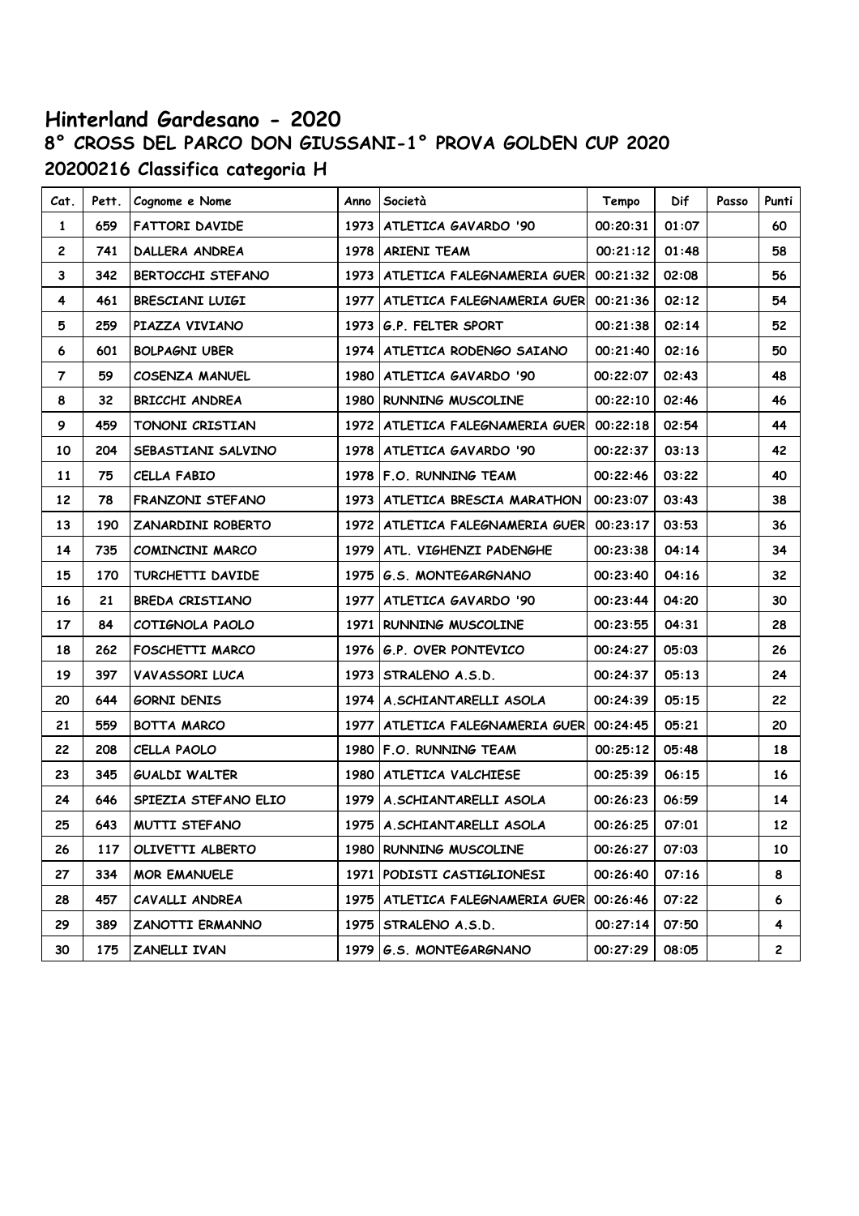# Hinterland Gardesano - 2020

## 8° CROSS DEL PARCO DON GIUSSANI-1° PROVA GOLDEN CUP 2020

### 20200216 Classifica categoria H

| Cat. | Pett. | Cognome e Nome | Anno | Società | Tempo | Dif | Passo | Punti |
|---|---|---|---|---|---|---|---|---|
| 1 | 659 | FATTORI DAVIDE | 1973 | ATLETICA GAVARDO '90 | 00:20:31 | 01:07 | | 60 |
| 2 | 741 | DALLERA ANDREA | 1978 | ARIENI TEAM | 00:21:12 | 01:48 | | 58 |
| 3 | 342 | BERTOCCHI STEFANO | 1973 | ATLETICA FALEGNAMERIA GUER | 00:21:32 | 02:08 | | 56 |
| 4 | 461 | BRESCIANI LUIGI | 1977 | ATLETICA FALEGNAMERIA GUER | 00:21:36 | 02:12 | | 54 |
| 5 | 259 | PIAZZA VIVIANO | 1973 | G.P. FELTER SPORT | 00:21:38 | 02:14 | | 52 |
| 6 | 601 | BOLPAGNI UBER | 1974 | ATLETICA RODENGO SAIANO | 00:21:40 | 02:16 | | 50 |
| 7 | 59 | COSENZA MANUEL | 1980 | ATLETICA GAVARDO '90 | 00:22:07 | 02:43 | | 48 |
| 8 | 32 | BRICCHI ANDREA | 1980 | RUNNING MUSCOLINE | 00:22:10 | 02:46 | | 46 |
| 9 | 459 | TONONI CRISTIAN | 1972 | ATLETICA FALEGNAMERIA GUER | 00:22:18 | 02:54 | | 44 |
| 10 | 204 | SEBASTIANI SALVINO | 1978 | ATLETICA GAVARDO '90 | 00:22:37 | 03:13 | | 42 |
| 11 | 75 | CELLA FABIO | 1978 | F.O. RUNNING TEAM | 00:22:46 | 03:22 | | 40 |
| 12 | 78 | FRANZONI STEFANO | 1973 | ATLETICA BRESCIA MARATHON | 00:23:07 | 03:43 | | 38 |
| 13 | 190 | ZANARDINI ROBERTO | 1972 | ATLETICA FALEGNAMERIA GUER | 00:23:17 | 03:53 | | 36 |
| 14 | 735 | COMINCINI MARCO | 1979 | ATL. VIGHENZI PADENGHE | 00:23:38 | 04:14 | | 34 |
| 15 | 170 | TURCHETTI DAVIDE | 1975 | G.S. MONTEGARGNANO | 00:23:40 | 04:16 | | 32 |
| 16 | 21 | BREDA CRISTIANO | 1977 | ATLETICA GAVARDO '90 | 00:23:44 | 04:20 | | 30 |
| 17 | 84 | COTIGNOLA PAOLO | 1971 | RUNNING MUSCOLINE | 00:23:55 | 04:31 | | 28 |
| 18 | 262 | FOSCHETTI MARCO | 1976 | G.P. OVER PONTEVICO | 00:24:27 | 05:03 | | 26 |
| 19 | 397 | VAVASSORI LUCA | 1973 | STRALENO A.S.D. | 00:24:37 | 05:13 | | 24 |
| 20 | 644 | GORNI DENIS | 1974 | A.SCHIANTARELLI ASOLA | 00:24:39 | 05:15 | | 22 |
| 21 | 559 | BOTTA MARCO | 1977 | ATLETICA FALEGNAMERIA GUER | 00:24:45 | 05:21 | | 20 |
| 22 | 208 | CELLA PAOLO | 1980 | F.O. RUNNING TEAM | 00:25:12 | 05:48 | | 18 |
| 23 | 345 | GUALDI WALTER | 1980 | ATLETICA VALCHIESE | 00:25:39 | 06:15 | | 16 |
| 24 | 646 | SPIEZIA STEFANO ELIO | 1979 | A.SCHIANTARELLI ASOLA | 00:26:23 | 06:59 | | 14 |
| 25 | 643 | MUTTI STEFANO | 1975 | A.SCHIANTARELLI ASOLA | 00:26:25 | 07:01 | | 12 |
| 26 | 117 | OLIVETTI ALBERTO | 1980 | RUNNING MUSCOLINE | 00:26:27 | 07:03 | | 10 |
| 27 | 334 | MOR EMANUELE | 1971 | PODISTI CASTIGLIONESI | 00:26:40 | 07:16 | | 8 |
| 28 | 457 | CAVALLI ANDREA | 1975 | ATLETICA FALEGNAMERIA GUER | 00:26:46 | 07:22 | | 6 |
| 29 | 389 | ZANOTTI ERMANNO | 1975 | STRALENO A.S.D. | 00:27:14 | 07:50 | | 4 |
| 30 | 175 | ZANELLI IVAN | 1979 | G.S. MONTEGARGNANO | 00:27:29 | 08:05 | | 2 |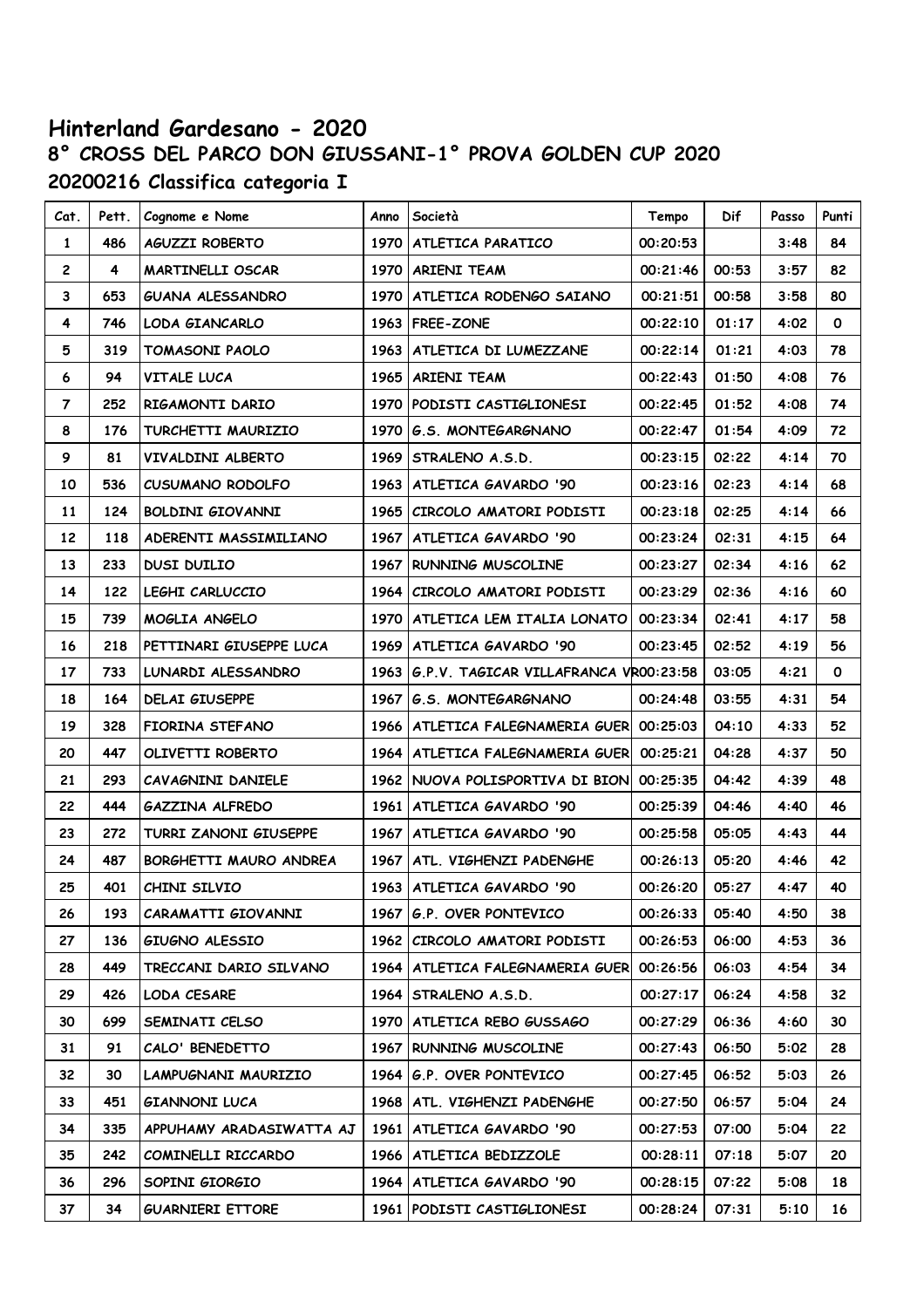# Hinterland Gardesano - 2020

## 8° CROSS DEL PARCO DON GIUSSANI-1° PROVA GOLDEN CUP 2020

## 20200216 Classifica categoria I

| Cat. | Pett. | Cognome e Nome | Anno | Società | Tempo | Dif | Passo | Punti |
|---|---|---|---|---|---|---|---|---|
| 1 | 486 | AGUZZI ROBERTO | 1970 | ATLETICA PARATICO | 00:20:53 | | 3:48 | 84 |
| 2 | 4 | MARTINELLI OSCAR | 1970 | ARIENI TEAM | 00:21:46 | 00:53 | 3:57 | 82 |
| 3 | 653 | GUANA ALESSANDRO | 1970 | ATLETICA RODENGO SAIANO | 00:21:51 | 00:58 | 3:58 | 80 |
| 4 | 746 | LODA GIANCARLO | 1963 | FREE-ZONE | 00:22:10 | 01:17 | 4:02 | 0 |
| 5 | 319 | TOMASONI PAOLO | 1963 | ATLETICA DI LUMEZZANE | 00:22:14 | 01:21 | 4:03 | 78 |
| 6 | 94 | VITALE LUCA | 1965 | ARIENI TEAM | 00:22:43 | 01:50 | 4:08 | 76 |
| 7 | 252 | RIGAMONTI DARIO | 1970 | PODISTI CASTIGLIONESI | 00:22:45 | 01:52 | 4:08 | 74 |
| 8 | 176 | TURCHETTI MAURIZIO | 1970 | G.S. MONTEGARGNANO | 00:22:47 | 01:54 | 4:09 | 72 |
| 9 | 81 | VIVALDINI ALBERTO | 1969 | STRALENO A.S.D. | 00:23:15 | 02:22 | 4:14 | 70 |
| 10 | 536 | CUSUMANO RODOLFO | 1963 | ATLETICA GAVARDO '90 | 00:23:16 | 02:23 | 4:14 | 68 |
| 11 | 124 | BOLDINI GIOVANNI | 1965 | CIRCOLO AMATORI PODISTI | 00:23:18 | 02:25 | 4:14 | 66 |
| 12 | 118 | ADERENTI MASSIMILIANO | 1967 | ATLETICA GAVARDO '90 | 00:23:24 | 02:31 | 4:15 | 64 |
| 13 | 233 | DUSI DUILIO | 1967 | RUNNING MUSCOLINE | 00:23:27 | 02:34 | 4:16 | 62 |
| 14 | 122 | LEGHI CARLUCCIO | 1964 | CIRCOLO AMATORI PODISTI | 00:23:29 | 02:36 | 4:16 | 60 |
| 15 | 739 | MOGLIA ANGELO | 1970 | ATLETICA LEM ITALIA LONATO | 00:23:34 | 02:41 | 4:17 | 58 |
| 16 | 218 | PETTINARI GIUSEPPE LUCA | 1969 | ATLETICA GAVARDO '90 | 00:23:45 | 02:52 | 4:19 | 56 |
| 17 | 733 | LUNARDI ALESSANDRO | 1963 | G.P.V. TAGICAR VILLAFRANCA VR | 00:23:58 | 03:05 | 4:21 | 0 |
| 18 | 164 | DELAI GIUSEPPE | 1967 | G.S. MONTEGARGNANO | 00:24:48 | 03:55 | 4:31 | 54 |
| 19 | 328 | FIORINA STEFANO | 1966 | ATLETICA FALEGNAMERIA GUER | 00:25:03 | 04:10 | 4:33 | 52 |
| 20 | 447 | OLIVETTI ROBERTO | 1964 | ATLETICA FALEGNAMERIA GUER | 00:25:21 | 04:28 | 4:37 | 50 |
| 21 | 293 | CAVAGNINI DANIELE | 1962 | NUOVA POLISPORTIVA DI BION | 00:25:35 | 04:42 | 4:39 | 48 |
| 22 | 444 | GAZZINA ALFREDO | 1961 | ATLETICA GAVARDO '90 | 00:25:39 | 04:46 | 4:40 | 46 |
| 23 | 272 | TURRI ZANONI GIUSEPPE | 1967 | ATLETICA GAVARDO '90 | 00:25:58 | 05:05 | 4:43 | 44 |
| 24 | 487 | BORGHETTI MAURO ANDREA | 1967 | ATL. VIGHENZI PADENGHE | 00:26:13 | 05:20 | 4:46 | 42 |
| 25 | 401 | CHINI SILVIO | 1963 | ATLETICA GAVARDO '90 | 00:26:20 | 05:27 | 4:47 | 40 |
| 26 | 193 | CARAMATTI GIOVANNI | 1967 | G.P. OVER PONTEVICO | 00:26:33 | 05:40 | 4:50 | 38 |
| 27 | 136 | GIUGNO ALESSIO | 1962 | CIRCOLO AMATORI PODISTI | 00:26:53 | 06:00 | 4:53 | 36 |
| 28 | 449 | TRECCANI DARIO SILVANO | 1964 | ATLETICA FALEGNAMERIA GUER | 00:26:56 | 06:03 | 4:54 | 34 |
| 29 | 426 | LODA CESARE | 1964 | STRALENO A.S.D. | 00:27:17 | 06:24 | 4:58 | 32 |
| 30 | 699 | SEMINATI CELSO | 1970 | ATLETICA REBO GUSSAGO | 00:27:29 | 06:36 | 4:60 | 30 |
| 31 | 91 | CALO' BENEDETTO | 1967 | RUNNING MUSCOLINE | 00:27:43 | 06:50 | 5:02 | 28 |
| 32 | 30 | LAMPUGNANI MAURIZIO | 1964 | G.P. OVER PONTEVICO | 00:27:45 | 06:52 | 5:03 | 26 |
| 33 | 451 | GIANNONI LUCA | 1968 | ATL. VIGHENZI PADENGHE | 00:27:50 | 06:57 | 5:04 | 24 |
| 34 | 335 | APPUHAMY ARADASIWATTA AJ | 1961 | ATLETICA GAVARDO '90 | 00:27:53 | 07:00 | 5:04 | 22 |
| 35 | 242 | COMINELLI RICCARDO | 1966 | ATLETICA BEDIZZOLE | 00:28:11 | 07:18 | 5:07 | 20 |
| 36 | 296 | SOPINI GIORGIO | 1964 | ATLETICA GAVARDO '90 | 00:28:15 | 07:22 | 5:08 | 18 |
| 37 | 34 | GUARNIERI ETTORE | 1961 | PODISTI CASTIGLIONESI | 00:28:24 | 07:31 | 5:10 | 16 |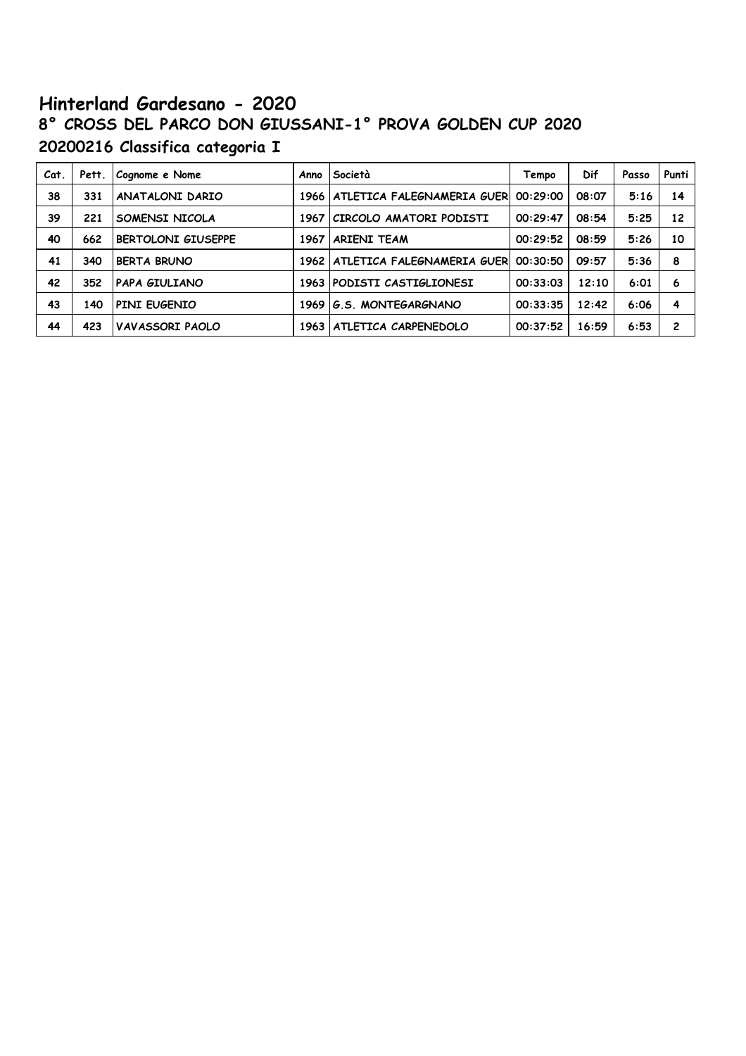# Hinterland Gardesano - 2020

## 8° CROSS DEL PARCO DON GIUSSANI-1° PROVA GOLDEN CUP 2020

## 20200216 Classifica categoria I

| Cat. | Pett. | Cognome e Nome | Anno | Società | Tempo | Dif | Passo | Punti |
|---|---|---|---|---|---|---|---|---|
| 38 | 331 | ANATALONI DARIO | 1966 | ATLETICA FALEGNAMERIA GUER | 00:29:00 | 08:07 | 5:16 | 14 |
| 39 | 221 | SOMENSI NICOLA | 1967 | CIRCOLO AMATORI PODISTI | 00:29:47 | 08:54 | 5:25 | 12 |
| 40 | 662 | BERTOLONI GIUSEPPE | 1967 | ARIENI TEAM | 00:29:52 | 08:59 | 5:26 | 10 |
| 41 | 340 | BERTA BRUNO | 1962 | ATLETICA FALEGNAMERIA GUER | 00:30:50 | 09:57 | 5:36 | 8 |
| 42 | 352 | PAPA GIULIANO | 1963 | PODISTI CASTIGLIONESI | 00:33:03 | 12:10 | 6:01 | 6 |
| 43 | 140 | PINI EUGENIO | 1969 | G.S. MONTEGARGNANO | 00:33:35 | 12:42 | 6:06 | 4 |
| 44 | 423 | VAVASSORI PAOLO | 1963 | ATLETICA CARPENEDOLO | 00:37:52 | 16:59 | 6:53 | 2 |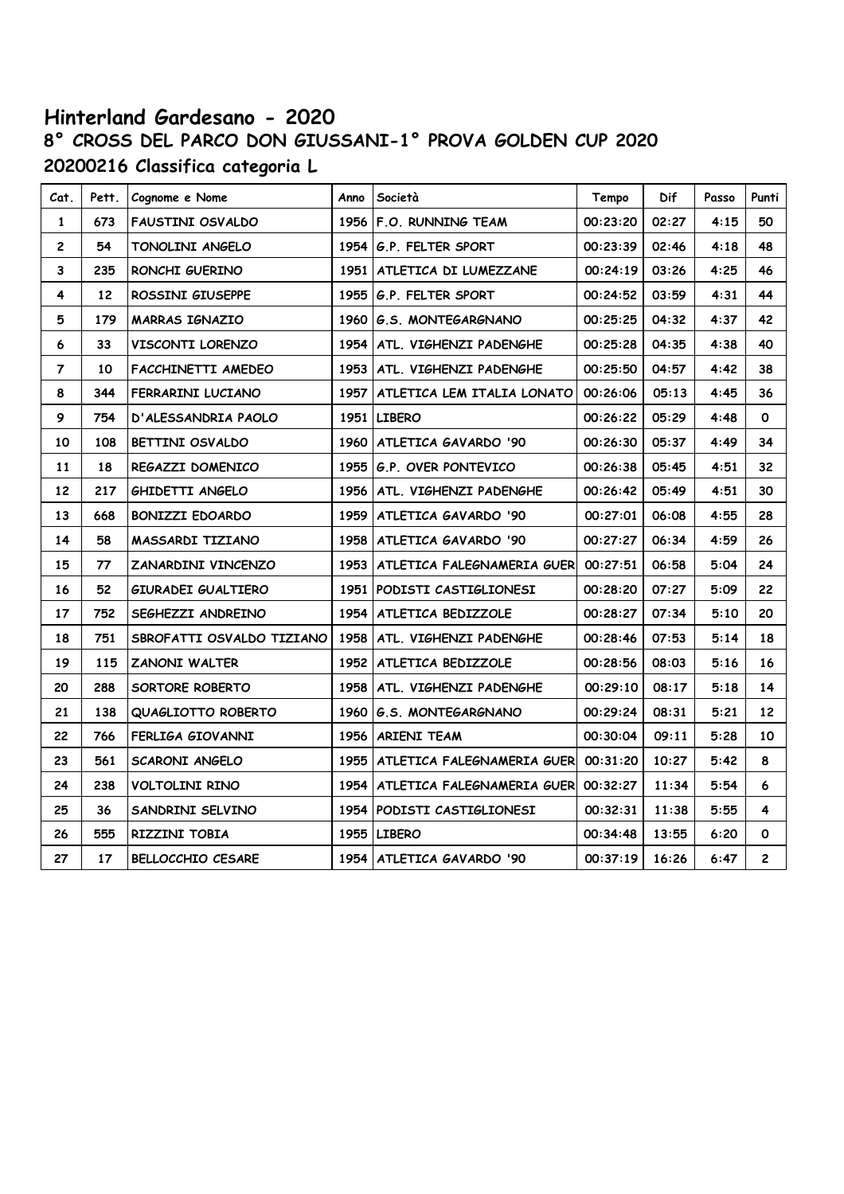# Hinterland Gardesano - 2020

## 8° CROSS DEL PARCO DON GIUSSANI-1° PROVA GOLDEN CUP 2020

### 20200216 Classifica categoria L

| Cat. | Pett. | Cognome e Nome | Anno | Società | Tempo | Dif | Passo | Punti |
|---|---|---|---|---|---|---|---|---|
| 1 | 673 | FAUSTINI OSVALDO | 1956 | F.O. RUNNING TEAM | 00:23:20 | 02:27 | 4:15 | 50 |
| 2 | 54 | TONOLINI ANGELO | 1954 | G.P. FELTER SPORT | 00:23:39 | 02:46 | 4:18 | 48 |
| 3 | 235 | RONCHI GUERINO | 1951 | ATLETICA DI LUMEZZANE | 00:24:19 | 03:26 | 4:25 | 46 |
| 4 | 12 | ROSSINI GIUSEPPE | 1955 | G.P. FELTER SPORT | 00:24:52 | 03:59 | 4:31 | 44 |
| 5 | 179 | MARRAS IGNAZIO | 1960 | G.S. MONTEGARGNANO | 00:25:25 | 04:32 | 4:37 | 42 |
| 6 | 33 | VISCONTI LORENZO | 1954 | ATL. VIGHENZI PADENGHE | 00:25:28 | 04:35 | 4:38 | 40 |
| 7 | 10 | FACCHINETTI AMEDEO | 1953 | ATL. VIGHENZI PADENGHE | 00:25:50 | 04:57 | 4:42 | 38 |
| 8 | 344 | FERRARINI LUCIANO | 1957 | ATLETICA LEM ITALIA LONATO | 00:26:06 | 05:13 | 4:45 | 36 |
| 9 | 754 | D'ALESSANDRIA PAOLO | 1951 | LIBERO | 00:26:22 | 05:29 | 4:48 | 0 |
| 10 | 108 | BETTINI OSVALDO | 1960 | ATLETICA GAVARDO '90 | 00:26:30 | 05:37 | 4:49 | 34 |
| 11 | 18 | REGAZZI DOMENICO | 1955 | G.P. OVER PONTEVICO | 00:26:38 | 05:45 | 4:51 | 32 |
| 12 | 217 | GHIDETTI ANGELO | 1956 | ATL. VIGHENZI PADENGHE | 00:26:42 | 05:49 | 4:51 | 30 |
| 13 | 668 | BONIZZI EDOARDO | 1959 | ATLETICA GAVARDO '90 | 00:27:01 | 06:08 | 4:55 | 28 |
| 14 | 58 | MASSARDI TIZIANO | 1958 | ATLETICA GAVARDO '90 | 00:27:27 | 06:34 | 4:59 | 26 |
| 15 | 77 | ZANARDINI VINCENZO | 1953 | ATLETICA FALEGNAMERIA GUER | 00:27:51 | 06:58 | 5:04 | 24 |
| 16 | 52 | GIURADEI GUALTIERO | 1951 | PODISTI CASTIGLIONESI | 00:28:20 | 07:27 | 5:09 | 22 |
| 17 | 752 | SEGHEZZI ANDREINO | 1954 | ATLETICA BEDIZZOLE | 00:28:27 | 07:34 | 5:10 | 20 |
| 18 | 751 | SBROFATTI OSVALDO TIZIANO | 1958 | ATL. VIGHENZI PADENGHE | 00:28:46 | 07:53 | 5:14 | 18 |
| 19 | 115 | ZANONI WALTER | 1952 | ATLETICA BEDIZZOLE | 00:28:56 | 08:03 | 5:16 | 16 |
| 20 | 288 | SORTORE ROBERTO | 1958 | ATL. VIGHENZI PADENGHE | 00:29:10 | 08:17 | 5:18 | 14 |
| 21 | 138 | QUAGLIOTTO ROBERTO | 1960 | G.S. MONTEGARGNANO | 00:29:24 | 08:31 | 5:21 | 12 |
| 22 | 766 | FERLIGA GIOVANNI | 1956 | ARIENI TEAM | 00:30:04 | 09:11 | 5:28 | 10 |
| 23 | 561 | SCARONI ANGELO | 1955 | ATLETICA FALEGNAMERIA GUER | 00:31:20 | 10:27 | 5:42 | 8 |
| 24 | 238 | VOLTOLINI RINO | 1954 | ATLETICA FALEGNAMERIA GUER | 00:32:27 | 11:34 | 5:54 | 6 |
| 25 | 36 | SANDRINI SELVINO | 1954 | PODISTI CASTIGLIONESI | 00:32:31 | 11:38 | 5:55 | 4 |
| 26 | 555 | RIZZINI TOBIA | 1955 | LIBERO | 00:34:48 | 13:55 | 6:20 | 0 |
| 27 | 17 | BELLOCCHIO CESARE | 1954 | ATLETICA GAVARDO '90 | 00:37:19 | 16:26 | 6:47 | 2 |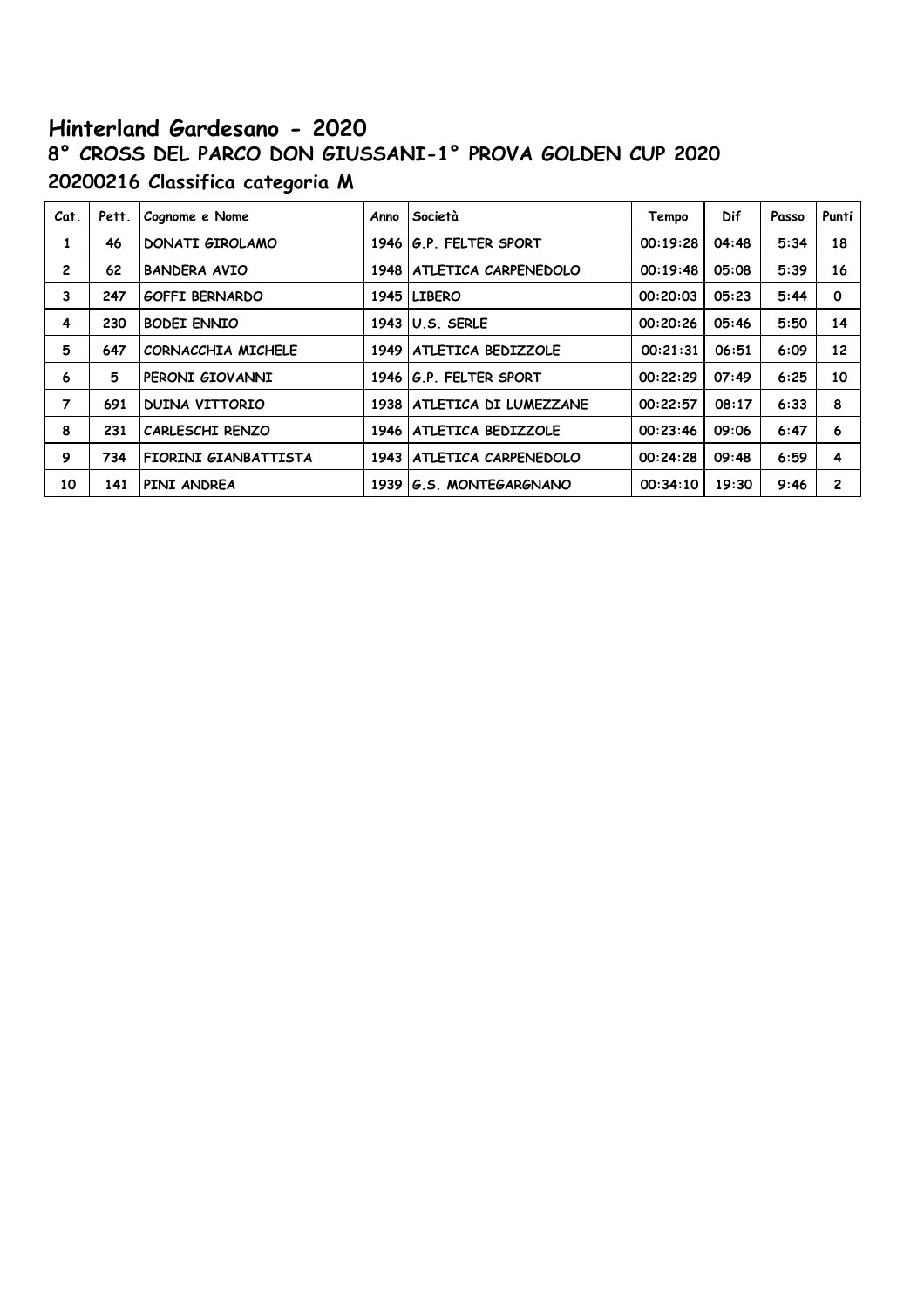# Hinterland Gardesano - 2020

## 8° CROSS DEL PARCO DON GIUSSANI-1° PROVA GOLDEN CUP 2020

## 20200216 Classifica categoria M

| Cat. | Pett. | Cognome e Nome | Anno | Società | Tempo | Dif | Passo | Punti |
|---|---|---|---|---|---|---|---|---|
| 1 | 46 | DONATI GIROLAMO | 1946 | G.P. FELTER SPORT | 00:19:28 | 04:48 | 5:34 | 18 |
| 2 | 62 | BANDERA AVIO | 1948 | ATLETICA CARPENEDOLO | 00:19:48 | 05:08 | 5:39 | 16 |
| 3 | 247 | GOFFI BERNARDO | 1945 | LIBERO | 00:20:03 | 05:23 | 5:44 | 0 |
| 4 | 230 | BODEI ENNIO | 1943 | U.S. SERLE | 00:20:26 | 05:46 | 5:50 | 14 |
| 5 | 647 | CORNACCHIA MICHELE | 1949 | ATLETICA BEDIZZOLE | 00:21:31 | 06:51 | 6:09 | 12 |
| 6 | 5 | PERONI GIOVANNI | 1946 | G.P. FELTER SPORT | 00:22:29 | 07:49 | 6:25 | 10 |
| 7 | 691 | DUINA VITTORIO | 1938 | ATLETICA DI LUMEZZANE | 00:22:57 | 08:17 | 6:33 | 8 |
| 8 | 231 | CARLESCHI RENZO | 1946 | ATLETICA BEDIZZOLE | 00:23:46 | 09:06 | 6:47 | 6 |
| 9 | 734 | FIORINI GIANBATTISTA | 1943 | ATLETICA CARPENEDOLO | 00:24:28 | 09:48 | 6:59 | 4 |
| 10 | 141 | PINI ANDREA | 1939 | G.S. MONTEGARGNANO | 00:34:10 | 19:30 | 9:46 | 2 |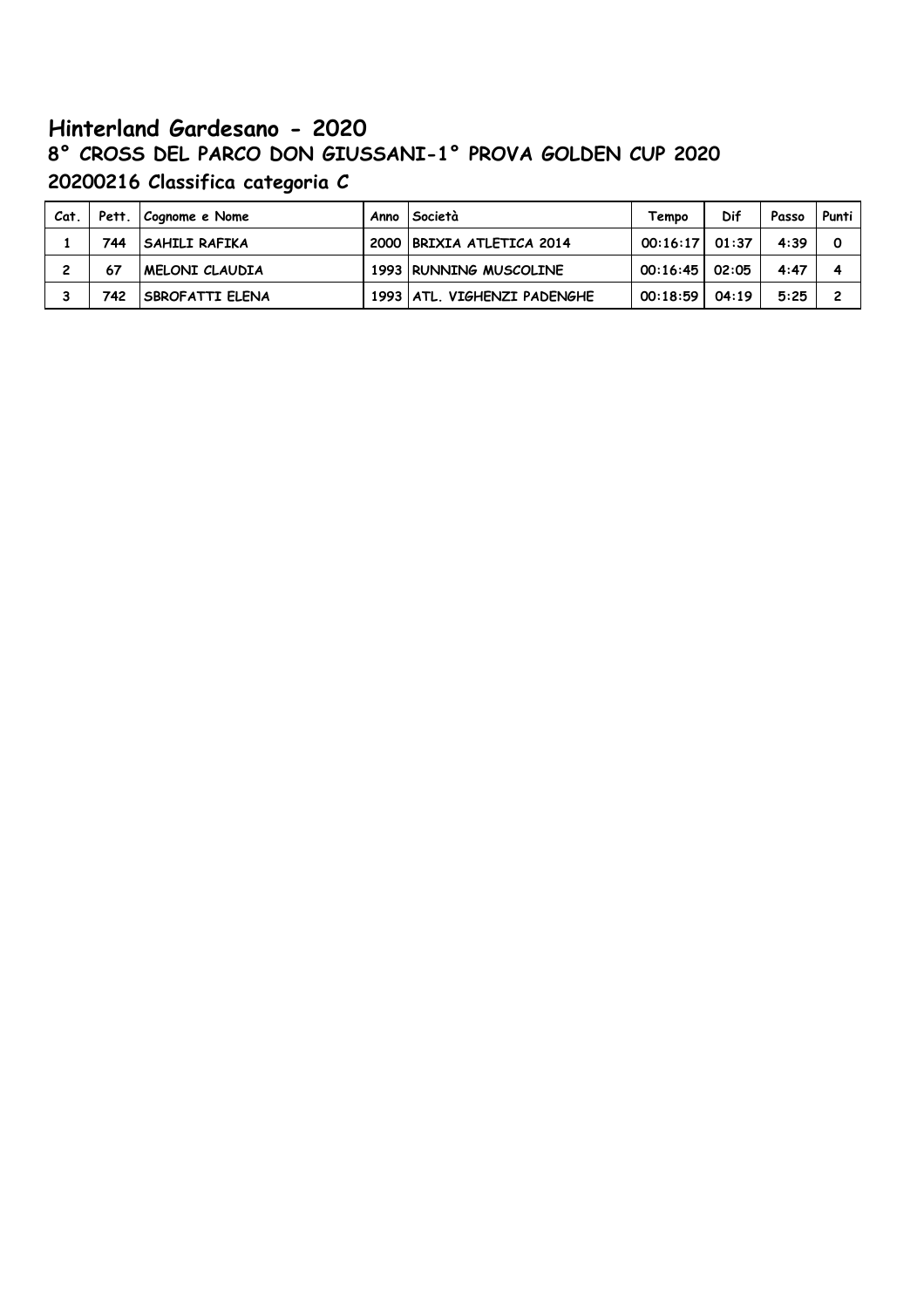# Hinterland Gardesano - 2020

## 8° CROSS DEL PARCO DON GIUSSANI-1° PROVA GOLDEN CUP 2020

## 20200216 Classifica categoria C

| Cat. | Pett. | Cognome e Nome | Anno | Società | Tempo | Dif | Passo | Punti |
|---|---|---|---|---|---|---|---|---|
| 1 | 744 | SAHILI RAFIKA | 2000 | BRIXIA ATLETICA 2014 | 00:16:17 | 01:37 | 4:39 | 0 |
| 2 | 67 | MELONI CLAUDIA | 1993 | RUNNING MUSCOLINE | 00:16:45 | 02:05 | 4:47 | 4 |
| 3 | 742 | SBROFATTI ELENA | 1993 | ATL. VIGHENZI PADENGHE | 00:18:59 | 04:19 | 5:25 | 2 |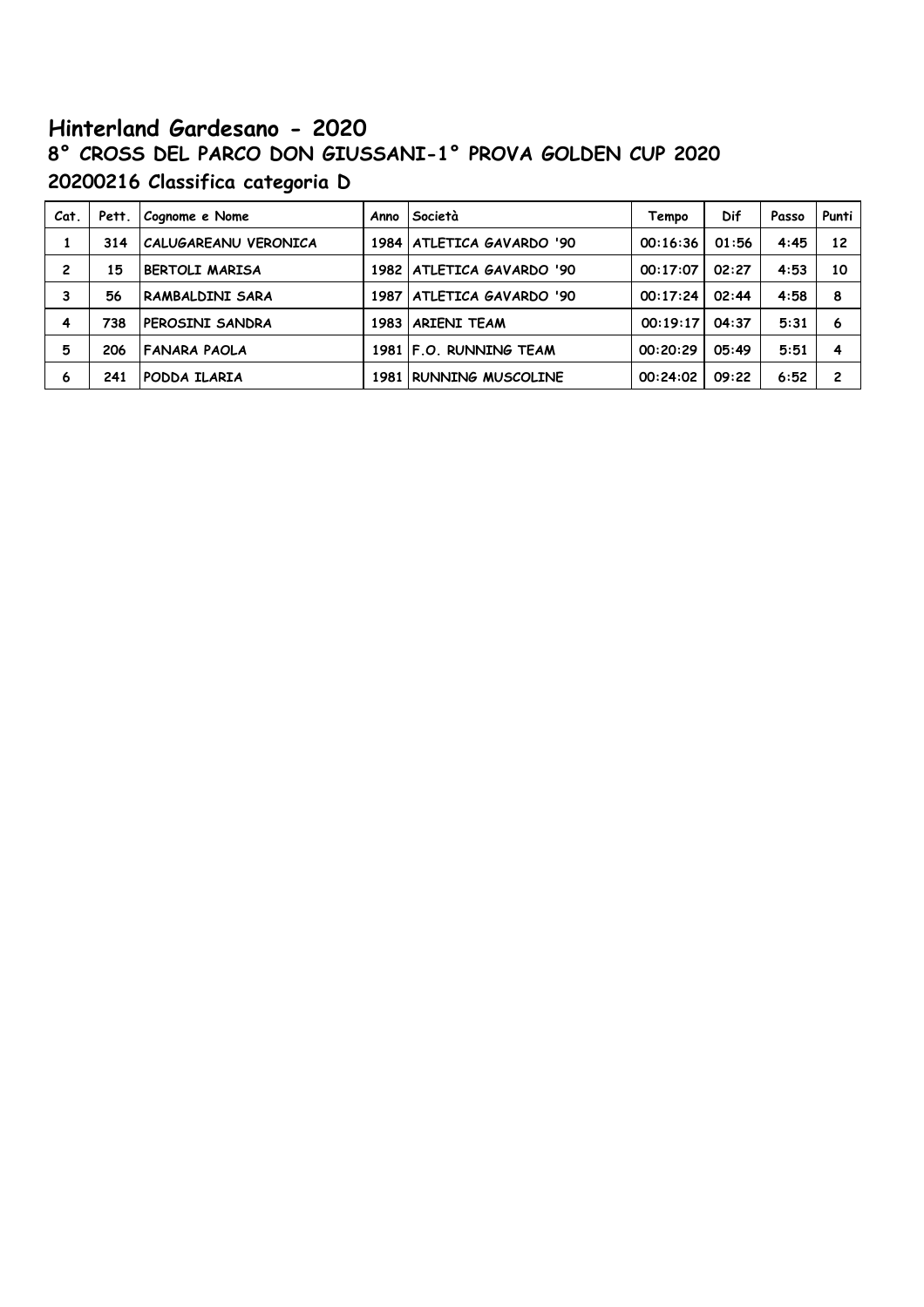# Hinterland Gardesano - 2020

## 8° CROSS DEL PARCO DON GIUSSANI-1° PROVA GOLDEN CUP 2020

## 20200216 Classifica categoria D

| Cat. | Pett. | Cognome e Nome | Anno | Società | Tempo | Dif | Passo | Punti |
|---|---|---|---|---|---|---|---|---|
| 1 | 314 | CALUGAREANU VERONICA | 1984 | ATLETICA GAVARDO '90 | 00:16:36 | 01:56 | 4:45 | 12 |
| 2 | 15 | BERTOLI MARISA | 1982 | ATLETICA GAVARDO '90 | 00:17:07 | 02:27 | 4:53 | 10 |
| 3 | 56 | RAMBALDINI SARA | 1987 | ATLETICA GAVARDO '90 | 00:17:24 | 02:44 | 4:58 | 8 |
| 4 | 738 | PEROSINI SANDRA | 1983 | ARIENI TEAM | 00:19:17 | 04:37 | 5:31 | 6 |
| 5 | 206 | FANARA PAOLA | 1981 | F.O. RUNNING TEAM | 00:20:29 | 05:49 | 5:51 | 4 |
| 6 | 241 | PODDA ILARIA | 1981 | RUNNING MUSCOLINE | 00:24:02 | 09:22 | 6:52 | 2 |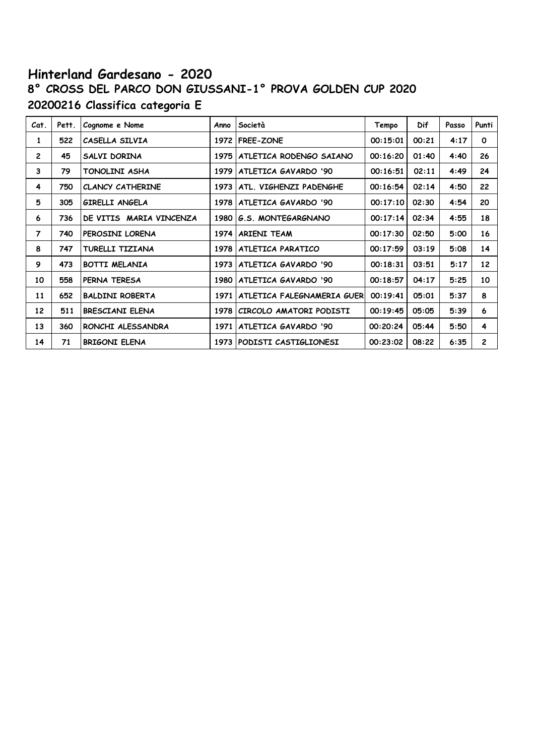# Hinterland Gardesano - 2020

## 8° CROSS DEL PARCO DON GIUSSANI-1° PROVA GOLDEN CUP 2020

## 20200216 Classifica categoria E

| Cat. | Pett. | Cognome e Nome | Anno | Società | Tempo | Dif | Passo | Punti |
|---|---|---|---|---|---|---|---|---|
| 1 | 522 | CASELLA SILVIA | 1972 | FREE-ZONE | 00:15:01 | 00:21 | 4:17 | 0 |
| 2 | 45 | SALVI DORINA | 1975 | ATLETICA RODENGO SAIANO | 00:16:20 | 01:40 | 4:40 | 26 |
| 3 | 79 | TONOLINI ASHA | 1979 | ATLETICA GAVARDO '90 | 00:16:51 | 02:11 | 4:49 | 24 |
| 4 | 750 | CLANCY CATHERINE | 1973 | ATL. VIGHENZI PADENGHE | 00:16:54 | 02:14 | 4:50 | 22 |
| 5 | 305 | GIRELLI ANGELA | 1978 | ATLETICA GAVARDO '90 | 00:17:10 | 02:30 | 4:54 | 20 |
| 6 | 736 | DE VITIS MARIA VINCENZA | 1980 | G.S. MONTEGARGNANO | 00:17:14 | 02:34 | 4:55 | 18 |
| 7 | 740 | PEROSINI LORENA | 1974 | ARIENI TEAM | 00:17:30 | 02:50 | 5:00 | 16 |
| 8 | 747 | TURELLI TIZIANA | 1978 | ATLETICA PARATICO | 00:17:59 | 03:19 | 5:08 | 14 |
| 9 | 473 | BOTTI MELANIA | 1973 | ATLETICA GAVARDO '90 | 00:18:31 | 03:51 | 5:17 | 12 |
| 10 | 558 | PERNA TERESA | 1980 | ATLETICA GAVARDO '90 | 00:18:57 | 04:17 | 5:25 | 10 |
| 11 | 652 | BALDINI ROBERTA | 1971 | ATLETICA FALEGNAMERIA GUER | 00:19:41 | 05:01 | 5:37 | 8 |
| 12 | 511 | BRESCIANI ELENA | 1978 | CIRCOLO AMATORI PODISTI | 00:19:45 | 05:05 | 5:39 | 6 |
| 13 | 360 | RONCHI ALESSANDRA | 1971 | ATLETICA GAVARDO '90 | 00:20:24 | 05:44 | 5:50 | 4 |
| 14 | 71 | BRIGONI ELENA | 1973 | PODISTI CASTIGLIONESI | 00:23:02 | 08:22 | 6:35 | 2 |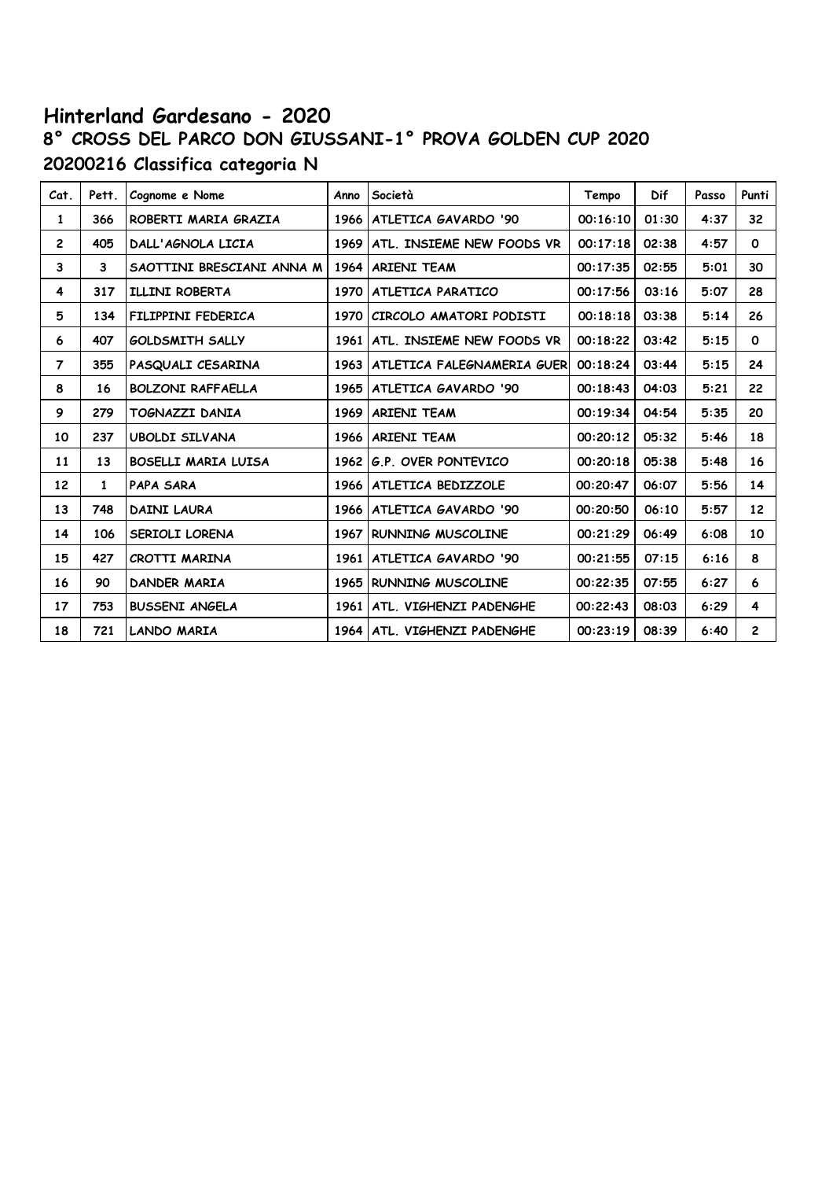# Hinterland Gardesano - 2020

## 8° CROSS DEL PARCO DON GIUSSANI-1° PROVA GOLDEN CUP 2020

## 20200216 Classifica categoria N

| Cat. | Pett. | Cognome e Nome | Anno | Società | Tempo | Dif | Passo | Punti |
|---|---|---|---|---|---|---|---|---|
| 1 | 366 | ROBERTI MARIA GRAZIA | 1966 | ATLETICA GAVARDO '90 | 00:16:10 | 01:30 | 4:37 | 32 |
| 2 | 405 | DALL'AGNOLA LICIA | 1969 | ATL. INSIEME NEW FOODS VR | 00:17:18 | 02:38 | 4:57 | 0 |
| 3 | 3 | SAOTTINI BRESCIANI ANNA M | 1964 | ARIENI TEAM | 00:17:35 | 02:55 | 5:01 | 30 |
| 4 | 317 | ILLINI ROBERTA | 1970 | ATLETICA PARATICO | 00:17:56 | 03:16 | 5:07 | 28 |
| 5 | 134 | FILIPPINI FEDERICA | 1970 | CIRCOLO AMATORI PODISTI | 00:18:18 | 03:38 | 5:14 | 26 |
| 6 | 407 | GOLDSMITH SALLY | 1961 | ATL. INSIEME NEW FOODS VR | 00:18:22 | 03:42 | 5:15 | 0 |
| 7 | 355 | PASQUALI CESARINA | 1963 | ATLETICA FALEGNAMERIA GUER | 00:18:24 | 03:44 | 5:15 | 24 |
| 8 | 16 | BOLZONI RAFFAELLA | 1965 | ATLETICA GAVARDO '90 | 00:18:43 | 04:03 | 5:21 | 22 |
| 9 | 279 | TOGNAZZI DANIA | 1969 | ARIENI TEAM | 00:19:34 | 04:54 | 5:35 | 20 |
| 10 | 237 | UBOLDI SILVANA | 1966 | ARIENI TEAM | 00:20:12 | 05:32 | 5:46 | 18 |
| 11 | 13 | BOSELLI MARIA LUISA | 1962 | G.P. OVER PONTEVICO | 00:20:18 | 05:38 | 5:48 | 16 |
| 12 | 1 | PAPA SARA | 1966 | ATLETICA BEDIZZOLE | 00:20:47 | 06:07 | 5:56 | 14 |
| 13 | 748 | DAINI LAURA | 1966 | ATLETICA GAVARDO '90 | 00:20:50 | 06:10 | 5:57 | 12 |
| 14 | 106 | SERIOLI LORENA | 1967 | RUNNING MUSCOLINE | 00:21:29 | 06:49 | 6:08 | 10 |
| 15 | 427 | CROTTI MARINA | 1961 | ATLETICA GAVARDO '90 | 00:21:55 | 07:15 | 6:16 | 8 |
| 16 | 90 | DANDER MARIA | 1965 | RUNNING MUSCOLINE | 00:22:35 | 07:55 | 6:27 | 6 |
| 17 | 753 | BUSSENI ANGELA | 1961 | ATL. VIGHENZI PADENGHE | 00:22:43 | 08:03 | 6:29 | 4 |
| 18 | 721 | LANDO MARIA | 1964 | ATL. VIGHENZI PADENGHE | 00:23:19 | 08:39 | 6:40 | 2 |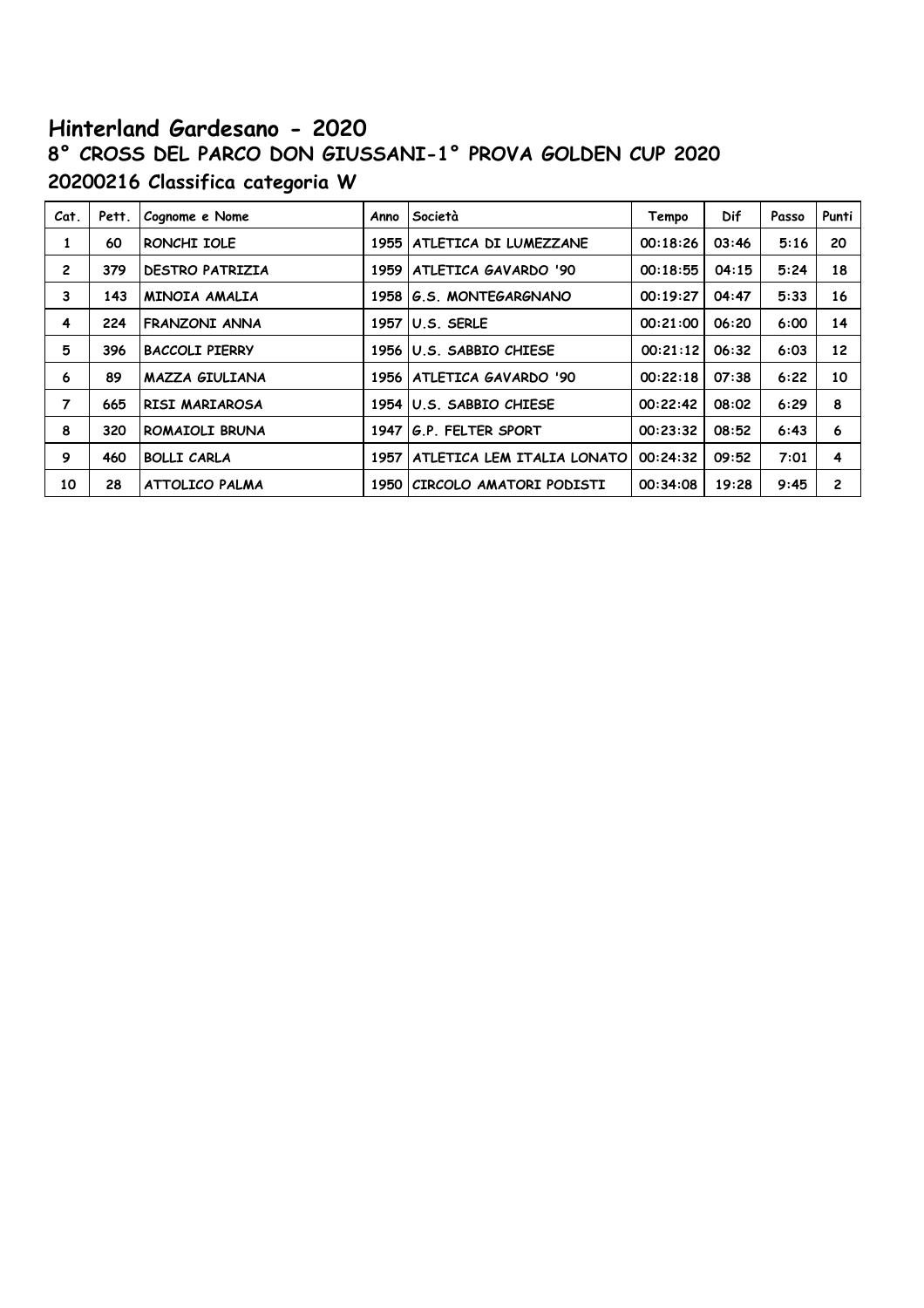# Hinterland Gardesano - 2020

## 8° CROSS DEL PARCO DON GIUSSANI-1° PROVA GOLDEN CUP 2020

### 20200216 Classifica categoria W

| Cat. | Pett. | Cognome e Nome | Anno | Società | Tempo | Dif | Passo | Punti |
|---|---|---|---|---|---|---|---|---|
| 1 | 60 | RONCHI IOLE | 1955 | ATLETICA DI LUMEZZANE | 00:18:26 | 03:46 | 5:16 | 20 |
| 2 | 379 | DESTRO PATRIZIA | 1959 | ATLETICA GAVARDO '90 | 00:18:55 | 04:15 | 5:24 | 18 |
| 3 | 143 | MINOIA AMALIA | 1958 | G.S. MONTEGARGNANO | 00:19:27 | 04:47 | 5:33 | 16 |
| 4 | 224 | FRANZONI ANNA | 1957 | U.S. SERLE | 00:21:00 | 06:20 | 6:00 | 14 |
| 5 | 396 | BACCOLI PIERRY | 1956 | U.S. SABBIO CHIESE | 00:21:12 | 06:32 | 6:03 | 12 |
| 6 | 89 | MAZZA GIULIANA | 1956 | ATLETICA GAVARDO '90 | 00:22:18 | 07:38 | 6:22 | 10 |
| 7 | 665 | RISI MARIAROSA | 1954 | U.S. SABBIO CHIESE | 00:22:42 | 08:02 | 6:29 | 8 |
| 8 | 320 | ROMAIOLI BRUNA | 1947 | G.P. FELTER SPORT | 00:23:32 | 08:52 | 6:43 | 6 |
| 9 | 460 | BOLLI CARLA | 1957 | ATLETICA LEM ITALIA LONATO | 00:24:32 | 09:52 | 7:01 | 4 |
| 10 | 28 | ATTOLICO PALMA | 1950 | CIRCOLO AMATORI PODISTI | 00:34:08 | 19:28 | 9:45 | 2 |